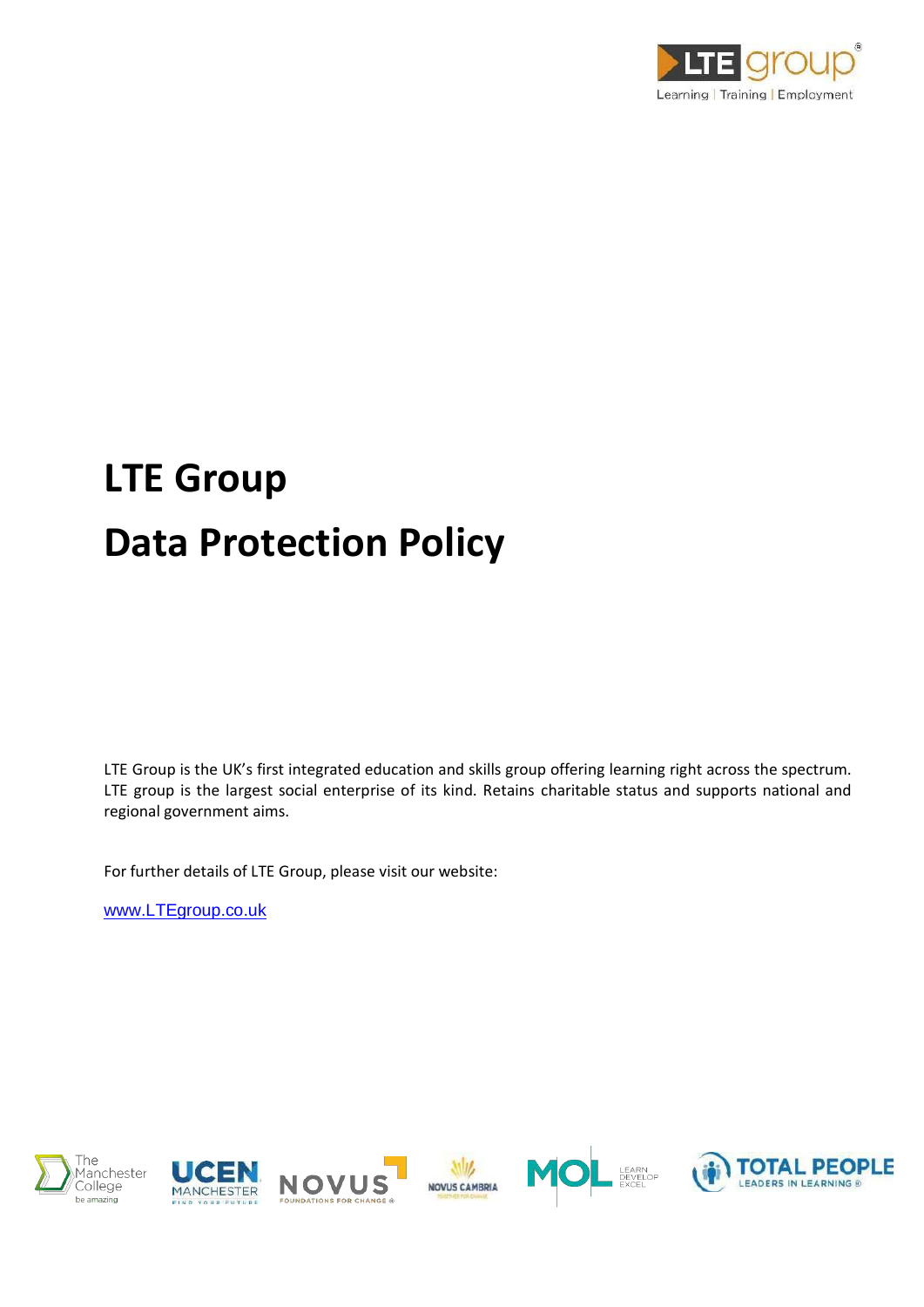# LTE Group

# Data Protection Policy

LTE Group is the UK's first integrated education and skills group offering learning right across the spectrum. LTE group is the largest social enterprise of its kind. Retains charitable status and supports national and regional government aims.

For further details of LTE Group, please visit our website:

www.LTEgroup.co.uk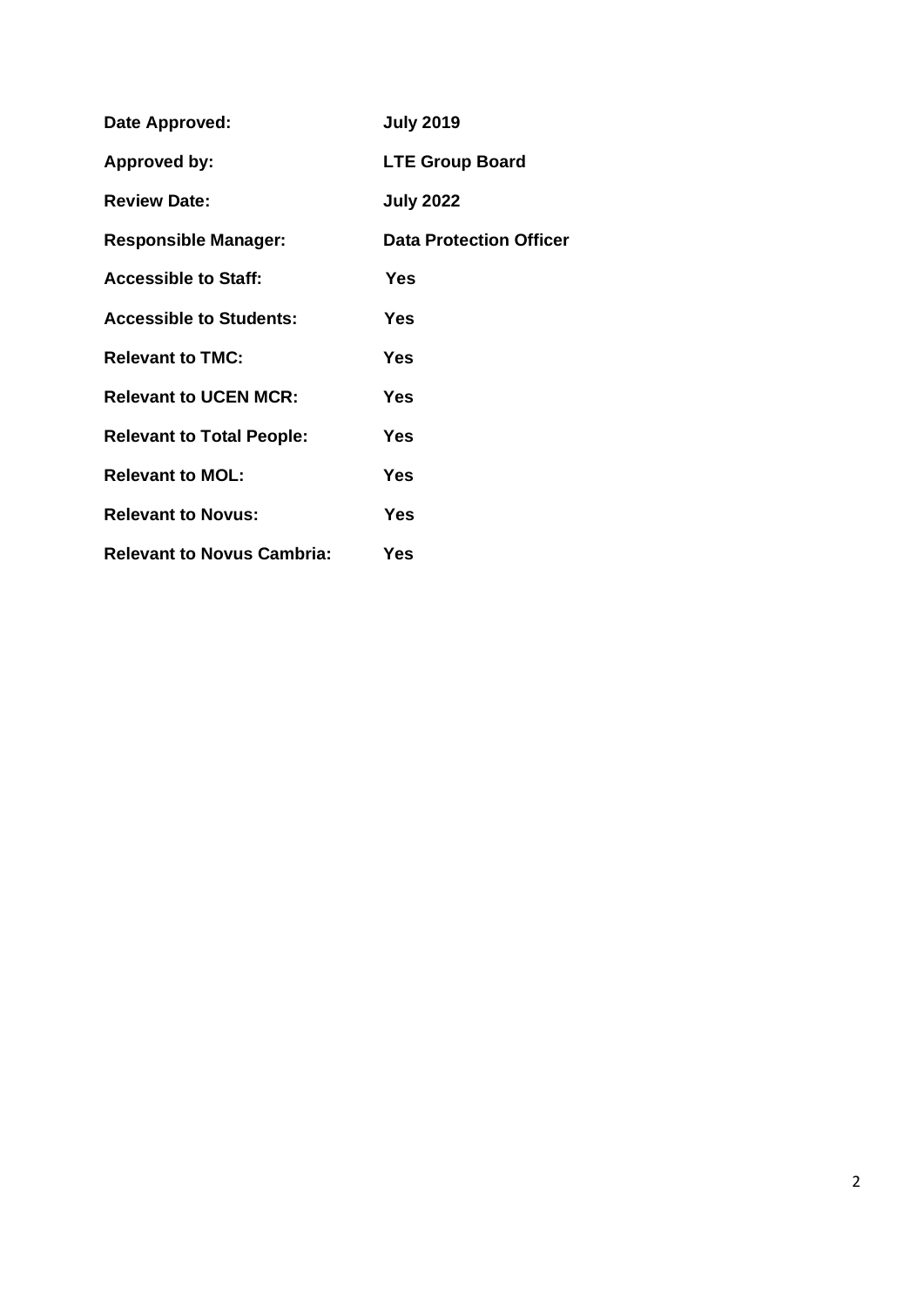| | |
|---|---|
| **Date Approved:** | **July 2019** |
| **Approved by:** | **LTE Group Board** |
| **Review Date:** | **July 2022** |
| **Responsible Manager:** | **Data Protection Officer** |
| **Accessible to Staff:** | **Yes** |
| **Accessible to Students:** | **Yes** |
| **Relevant to TMC:** | **Yes** |
| **Relevant to UCEN MCR:** | **Yes** |
| **Relevant to Total People:** | **Yes** |
| **Relevant to MOL:** | **Yes** |
| **Relevant to Novus:** | **Yes** |
| **Relevant to Novus Cambria:** | **Yes** |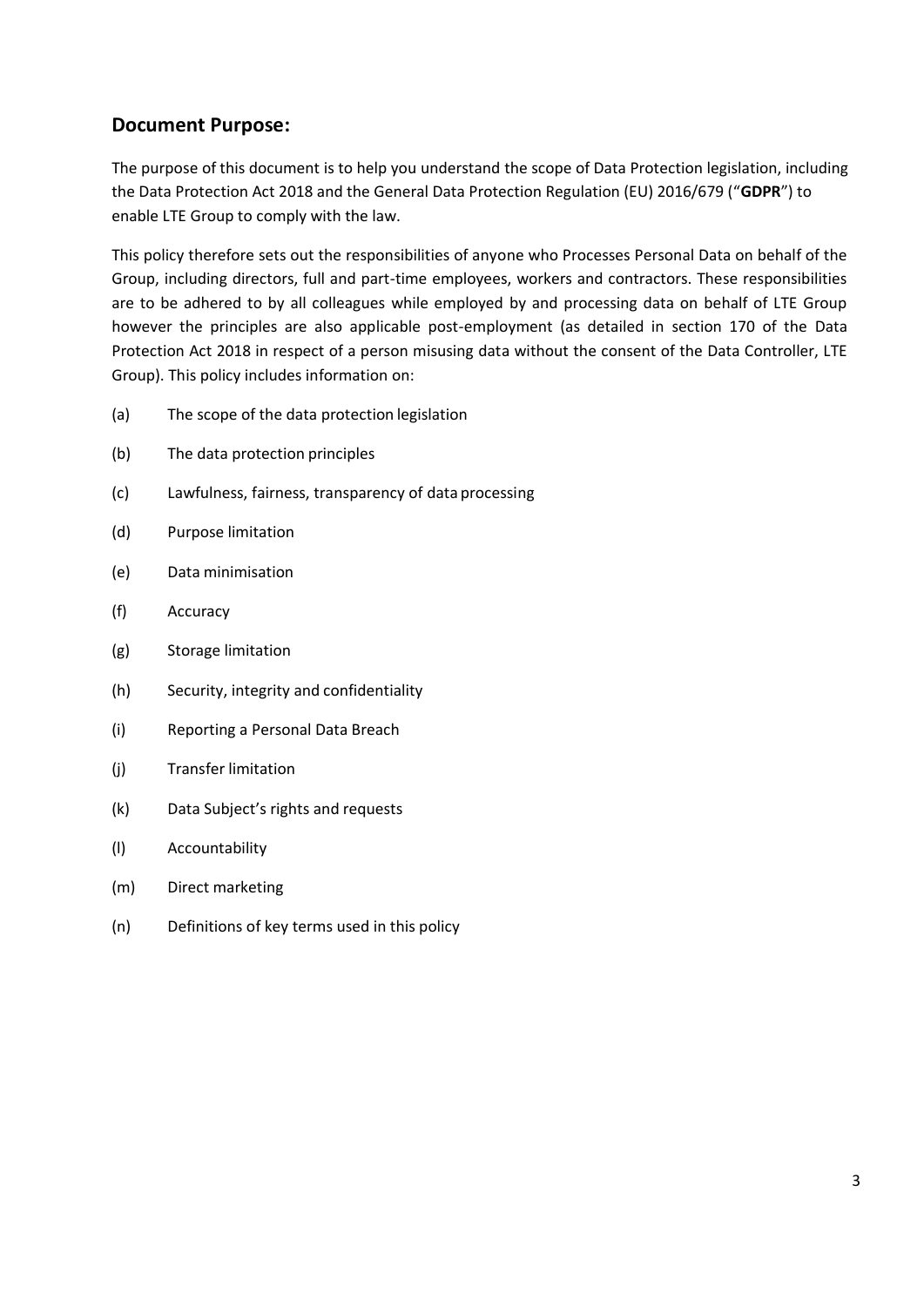## Document Purpose:

The purpose of this document is to help you understand the scope of Data Protection legislation, including the Data Protection Act 2018 and the General Data Protection Regulation (EU) 2016/679 ("**GDPR**") to enable LTE Group to comply with the law.

This policy therefore sets out the responsibilities of anyone who Processes Personal Data on behalf of the Group, including directors, full and part-time employees, workers and contractors. These responsibilities are to be adhered to by all colleagues while employed by and processing data on behalf of LTE Group however the principles are also applicable post-employment (as detailed in section 170 of the Data Protection Act 2018 in respect of a person misusing data without the consent of the Data Controller, LTE Group). This policy includes information on:

(a) The scope of the data protection legislation

(b) The data protection principles

(c) Lawfulness, fairness, transparency of data processing

(d) Purpose limitation

(e) Data minimisation

(f) Accuracy

(g) Storage limitation

(h) Security, integrity and confidentiality

(i) Reporting a Personal Data Breach

(j) Transfer limitation

(k) Data Subject's rights and requests

(l) Accountability

(m) Direct marketing

(n) Definitions of key terms used in this policy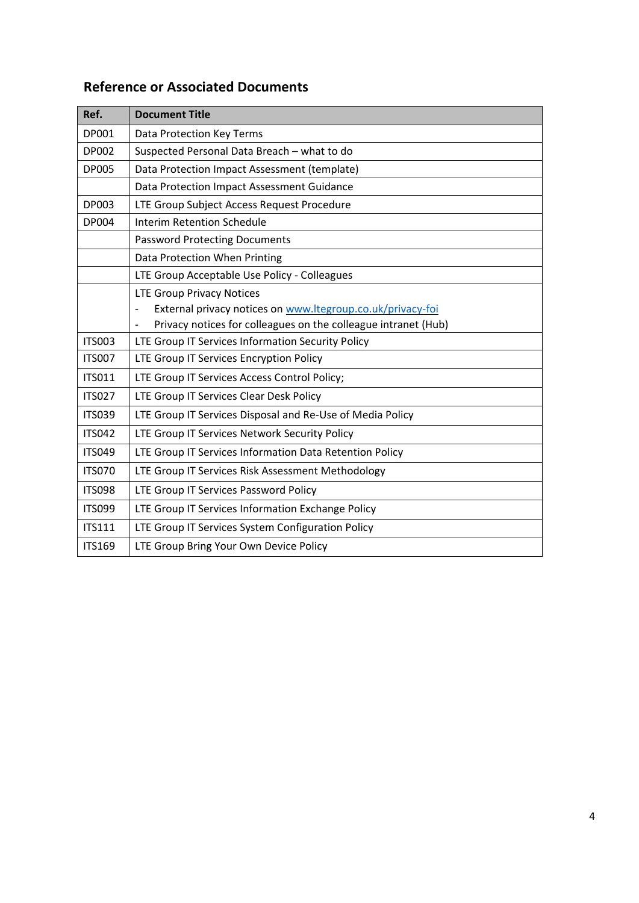## Reference or Associated Documents

| Ref. | Document Title |
|---|---|
| DP001 | Data Protection Key Terms |
| DP002 | Suspected Personal Data Breach – what to do |
| DP005 | Data Protection Impact Assessment (template) |
| | Data Protection Impact Assessment Guidance |
| DP003 | LTE Group Subject Access Request Procedure |
| DP004 | Interim Retention Schedule |
| | Password Protecting Documents |
| | Data Protection When Printing |
| | LTE Group Acceptable Use Policy - Colleagues |
| | LTE Group Privacy Notices<br>- External privacy notices on [www.ltegroup.co.uk/privacy-foi](http://www.ltegroup.co.uk/privacy-foi)<br>- Privacy notices for colleagues on the colleague intranet (Hub) |
| ITS003 | LTE Group IT Services Information Security Policy |
| ITS007 | LTE Group IT Services Encryption Policy |
| ITS011 | LTE Group IT Services Access Control Policy; |
| ITS027 | LTE Group IT Services Clear Desk Policy |
| ITS039 | LTE Group IT Services Disposal and Re-Use of Media Policy |
| ITS042 | LTE Group IT Services Network Security Policy |
| ITS049 | LTE Group IT Services Information Data Retention Policy |
| ITS070 | LTE Group IT Services Risk Assessment Methodology |
| ITS098 | LTE Group IT Services Password Policy |
| ITS099 | LTE Group IT Services Information Exchange Policy |
| ITS111 | LTE Group IT Services System Configuration Policy |
| ITS169 | LTE Group Bring Your Own Device Policy |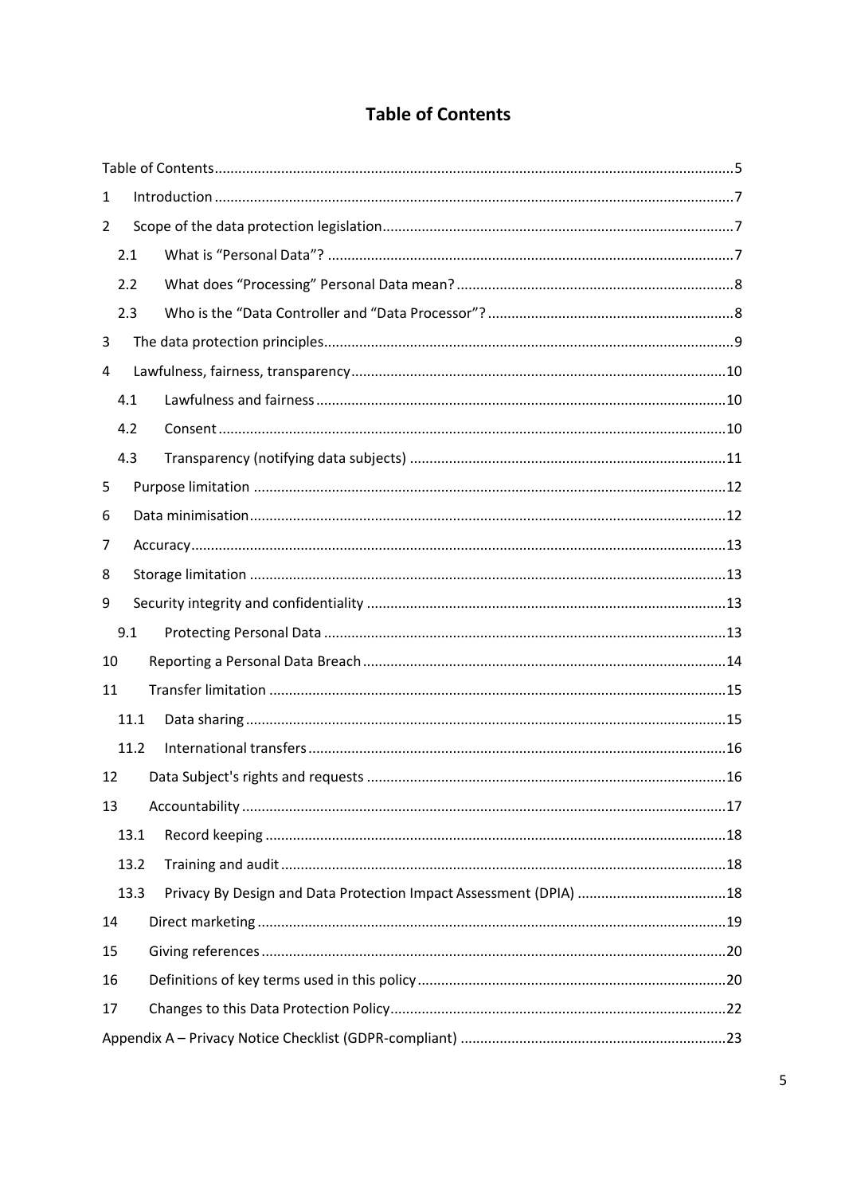# Table of Contents

- Table of Contents ........ 5
- 1 Introduction ........ 7
- 2 Scope of the data protection legislation ........ 7
  - 2.1 What is "Personal Data"? ........ 7
  - 2.2 What does "Processing" Personal Data mean? ........ 8
  - 2.3 Who is the "Data Controller and "Data Processor"? ........ 8
- 3 The data protection principles ........ 9
- 4 Lawfulness, fairness, transparency ........ 10
  - 4.1 Lawfulness and fairness ........ 10
  - 4.2 Consent ........ 10
  - 4.3 Transparency (notifying data subjects) ........ 11
- 5 Purpose limitation ........ 12
- 6 Data minimisation ........ 12
- 7 Accuracy ........ 13
- 8 Storage limitation ........ 13
- 9 Security integrity and confidentiality ........ 13
  - 9.1 Protecting Personal Data ........ 13
- 10 Reporting a Personal Data Breach ........ 14
- 11 Transfer limitation ........ 15
  - 11.1 Data sharing ........ 15
  - 11.2 International transfers ........ 16
- 12 Data Subject's rights and requests ........ 16
- 13 Accountability ........ 17
  - 13.1 Record keeping ........ 18
  - 13.2 Training and audit ........ 18
  - 13.3 Privacy By Design and Data Protection Impact Assessment (DPIA) ........ 18
- 14 Direct marketing ........ 19
- 15 Giving references ........ 20
- 16 Definitions of key terms used in this policy ........ 20
- 17 Changes to this Data Protection Policy ........ 22
- Appendix A – Privacy Notice Checklist (GDPR-compliant) ........ 23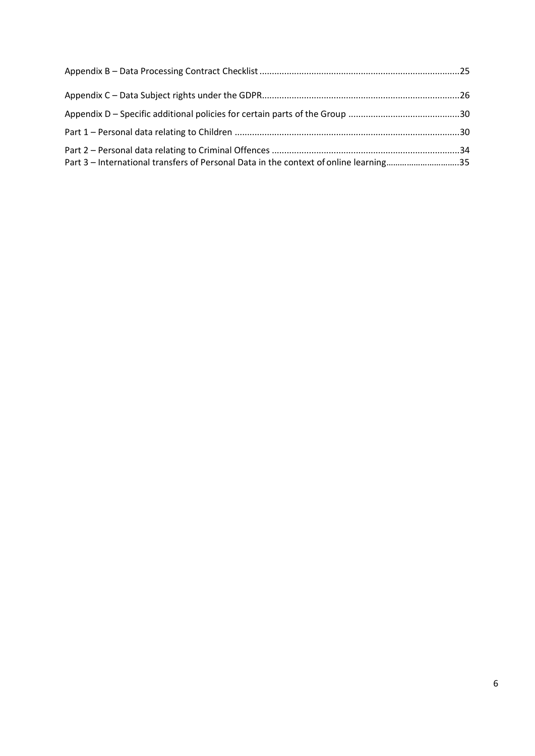Appendix B – Data Processing Contract Checklist ................................................................................25

Appendix C – Data Subject rights under the GDPR................................................................................26

Appendix D – Specific additional policies for certain parts of the Group .............................................30

Part 1 – Personal data relating to Children ...........................................................................................30

Part 2 – Personal data relating to Criminal Offences ............................................................................34

Part 3 – International transfers of Personal Data in the context of online learning...............................35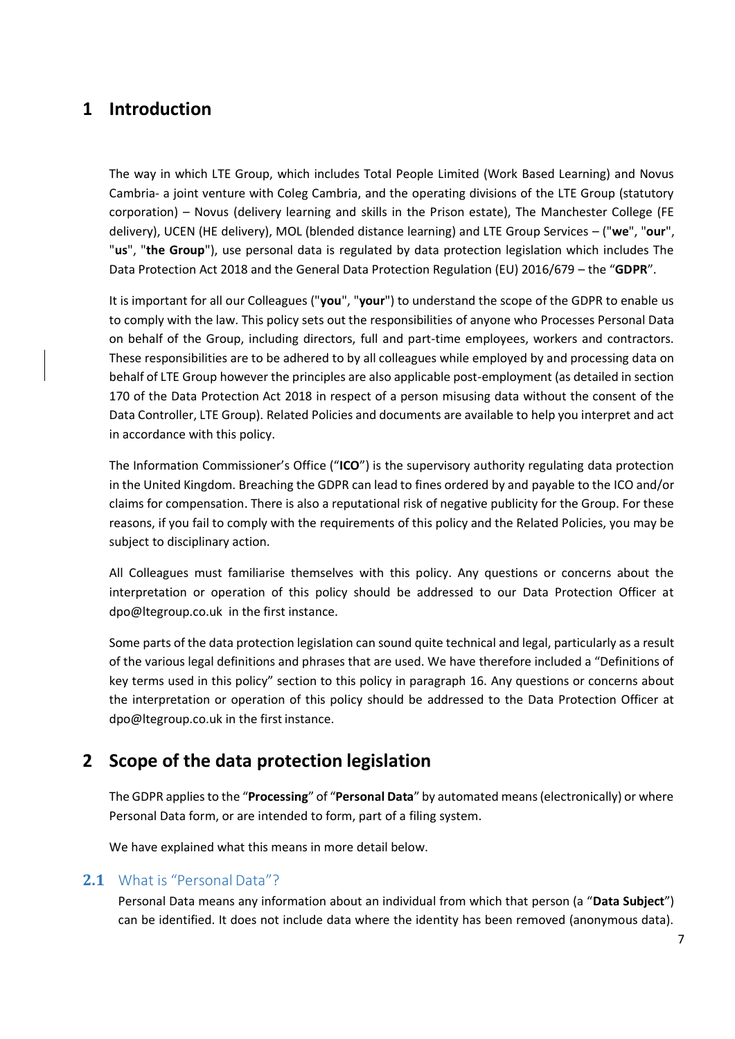# 1 Introduction

The way in which LTE Group, which includes Total People Limited (Work Based Learning) and Novus Cambria- a joint venture with Coleg Cambria, and the operating divisions of the LTE Group (statutory corporation) – Novus (delivery learning and skills in the Prison estate), The Manchester College (FE delivery), UCEN (HE delivery), MOL (blended distance learning) and LTE Group Services – ("**we**", "**our**", "**us**", "**the Group**"), use personal data is regulated by data protection legislation which includes The Data Protection Act 2018 and the General Data Protection Regulation (EU) 2016/679 – the "**GDPR**".

It is important for all our Colleagues ("**you**", "**your**") to understand the scope of the GDPR to enable us to comply with the law. This policy sets out the responsibilities of anyone who Processes Personal Data on behalf of the Group, including directors, full and part-time employees, workers and contractors. These responsibilities are to be adhered to by all colleagues while employed by and processing data on behalf of LTE Group however the principles are also applicable post-employment (as detailed in section 170 of the Data Protection Act 2018 in respect of a person misusing data without the consent of the Data Controller, LTE Group). Related Policies and documents are available to help you interpret and act in accordance with this policy.

The Information Commissioner's Office ("**ICO**") is the supervisory authority regulating data protection in the United Kingdom. Breaching the GDPR can lead to fines ordered by and payable to the ICO and/or claims for compensation. There is also a reputational risk of negative publicity for the Group. For these reasons, if you fail to comply with the requirements of this policy and the Related Policies, you may be subject to disciplinary action.

All Colleagues must familiarise themselves with this policy. Any questions or concerns about the interpretation or operation of this policy should be addressed to our Data Protection Officer at dpo@ltegroup.co.uk in the first instance.

Some parts of the data protection legislation can sound quite technical and legal, particularly as a result of the various legal definitions and phrases that are used. We have therefore included a "Definitions of key terms used in this policy" section to this policy in paragraph 16. Any questions or concerns about the interpretation or operation of this policy should be addressed to the Data Protection Officer at dpo@ltegroup.co.uk in the first instance.

# 2 Scope of the data protection legislation

The GDPR applies to the "**Processing**" of "**Personal Data**" by automated means (electronically) or where Personal Data form, or are intended to form, part of a filing system.

We have explained what this means in more detail below.

## 2.1 What is "Personal Data"?

Personal Data means any information about an individual from which that person (a "**Data Subject**") can be identified. It does not include data where the identity has been removed (anonymous data).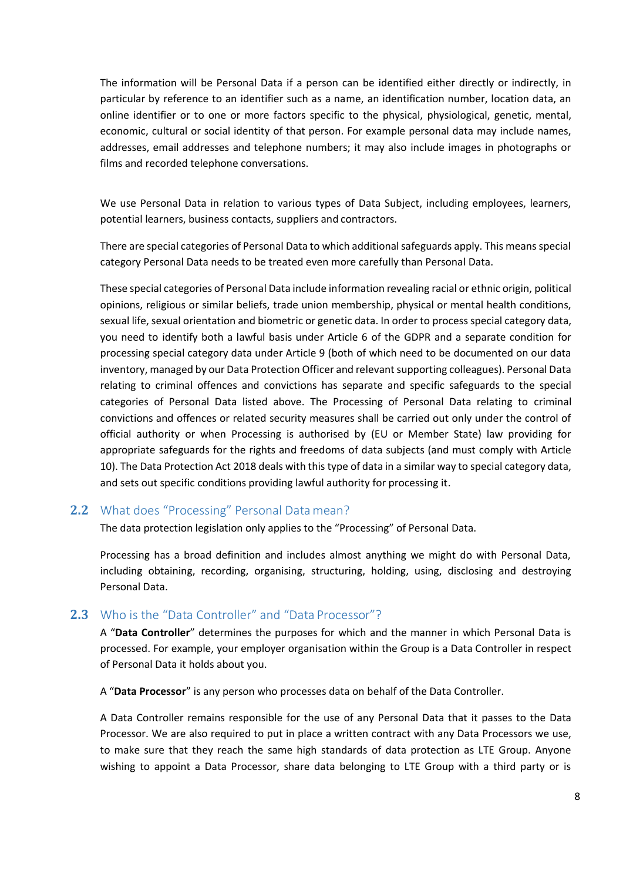The information will be Personal Data if a person can be identified either directly or indirectly, in particular by reference to an identifier such as a name, an identification number, location data, an online identifier or to one or more factors specific to the physical, physiological, genetic, mental, economic, cultural or social identity of that person. For example personal data may include names, addresses, email addresses and telephone numbers; it may also include images in photographs or films and recorded telephone conversations.

We use Personal Data in relation to various types of Data Subject, including employees, learners, potential learners, business contacts, suppliers and contractors.

There are special categories of Personal Data to which additional safeguards apply. This means special category Personal Data needs to be treated even more carefully than Personal Data.

These special categories of Personal Data include information revealing racial or ethnic origin, political opinions, religious or similar beliefs, trade union membership, physical or mental health conditions, sexual life, sexual orientation and biometric or genetic data. In order to process special category data, you need to identify both a lawful basis under Article 6 of the GDPR and a separate condition for processing special category data under Article 9 (both of which need to be documented on our data inventory, managed by our Data Protection Officer and relevant supporting colleagues). Personal Data relating to criminal offences and convictions has separate and specific safeguards to the special categories of Personal Data listed above. The Processing of Personal Data relating to criminal convictions and offences or related security measures shall be carried out only under the control of official authority or when Processing is authorised by (EU or Member State) law providing for appropriate safeguards for the rights and freedoms of data subjects (and must comply with Article 10). The Data Protection Act 2018 deals with this type of data in a similar way to special category data, and sets out specific conditions providing lawful authority for processing it.

## 2.2 What does "Processing" Personal Data mean?

The data protection legislation only applies to the "Processing" of Personal Data.

Processing has a broad definition and includes almost anything we might do with Personal Data, including obtaining, recording, organising, structuring, holding, using, disclosing and destroying Personal Data.

## 2.3 Who is the "Data Controller" and "Data Processor"?

A "**Data Controller**" determines the purposes for which and the manner in which Personal Data is processed. For example, your employer organisation within the Group is a Data Controller in respect of Personal Data it holds about you.

A "**Data Processor**" is any person who processes data on behalf of the Data Controller.

A Data Controller remains responsible for the use of any Personal Data that it passes to the Data Processor. We are also required to put in place a written contract with any Data Processors we use, to make sure that they reach the same high standards of data protection as LTE Group. Anyone wishing to appoint a Data Processor, share data belonging to LTE Group with a third party or is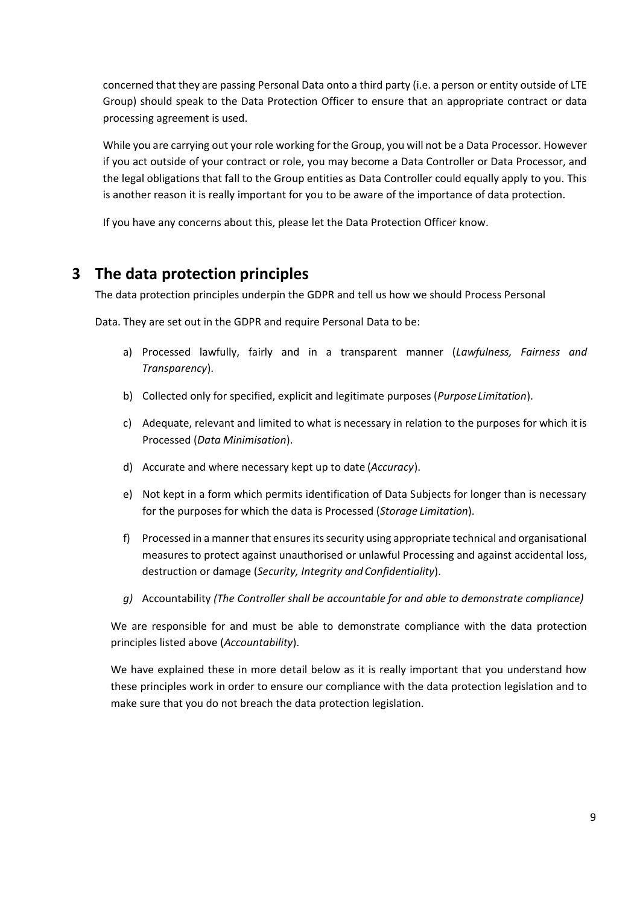concerned that they are passing Personal Data onto a third party (i.e. a person or entity outside of LTE Group) should speak to the Data Protection Officer to ensure that an appropriate contract or data processing agreement is used.

While you are carrying out your role working for the Group, you will not be a Data Processor. However if you act outside of your contract or role, you may become a Data Controller or Data Processor, and the legal obligations that fall to the Group entities as Data Controller could equally apply to you. This is another reason it is really important for you to be aware of the importance of data protection.

If you have any concerns about this, please let the Data Protection Officer know.

# 3 The data protection principles

The data protection principles underpin the GDPR and tell us how we should Process Personal

Data. They are set out in the GDPR and require Personal Data to be:

a) Processed lawfully, fairly and in a transparent manner (*Lawfulness, Fairness and Transparency*).

b) Collected only for specified, explicit and legitimate purposes (*Purpose Limitation*).

c) Adequate, relevant and limited to what is necessary in relation to the purposes for which it is Processed (*Data Minimisation*).

d) Accurate and where necessary kept up to date (*Accuracy*).

e) Not kept in a form which permits identification of Data Subjects for longer than is necessary for the purposes for which the data is Processed (*Storage Limitation*).

f) Processed in a manner that ensures its security using appropriate technical and organisational measures to protect against unauthorised or unlawful Processing and against accidental loss, destruction or damage (*Security, Integrity and Confidentiality*).

*g)* Accountability *(The Controller shall be accountable for and able to demonstrate compliance)*

We are responsible for and must be able to demonstrate compliance with the data protection principles listed above (*Accountability*).

We have explained these in more detail below as it is really important that you understand how these principles work in order to ensure our compliance with the data protection legislation and to make sure that you do not breach the data protection legislation.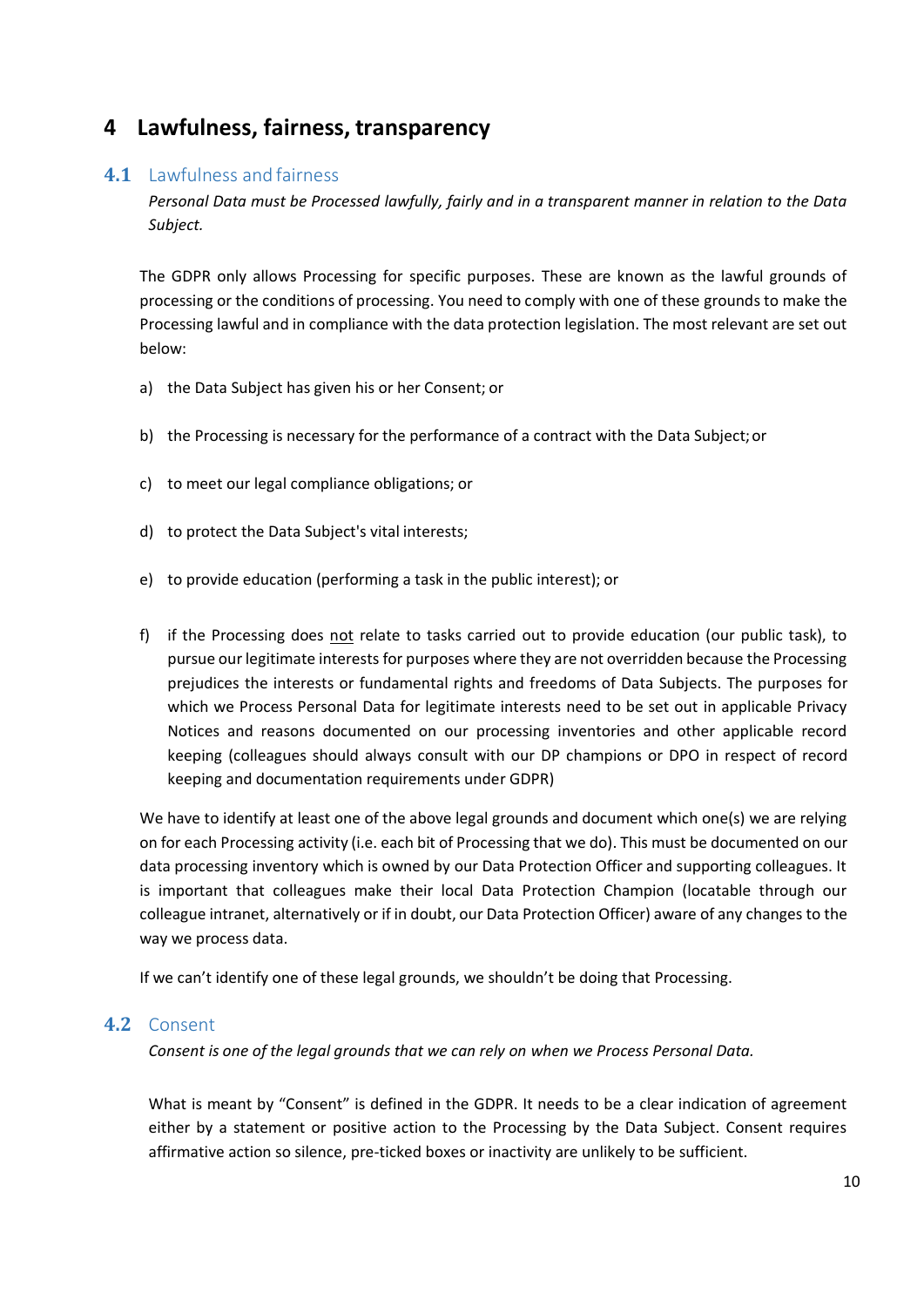# 4 Lawfulness, fairness, transparency

## 4.1 Lawfulness and fairness

*Personal Data must be Processed lawfully, fairly and in a transparent manner in relation to the Data Subject.*

The GDPR only allows Processing for specific purposes. These are known as the lawful grounds of processing or the conditions of processing. You need to comply with one of these grounds to make the Processing lawful and in compliance with the data protection legislation. The most relevant are set out below:

a) the Data Subject has given his or her Consent; or

b) the Processing is necessary for the performance of a contract with the Data Subject; or

c) to meet our legal compliance obligations; or

d) to protect the Data Subject's vital interests;

e) to provide education (performing a task in the public interest); or

f) if the Processing does <u>not</u> relate to tasks carried out to provide education (our public task), to pursue our legitimate interests for purposes where they are not overridden because the Processing prejudices the interests or fundamental rights and freedoms of Data Subjects. The purposes for which we Process Personal Data for legitimate interests need to be set out in applicable Privacy Notices and reasons documented on our processing inventories and other applicable record keeping (colleagues should always consult with our DP champions or DPO in respect of record keeping and documentation requirements under GDPR)

We have to identify at least one of the above legal grounds and document which one(s) we are relying on for each Processing activity (i.e. each bit of Processing that we do). This must be documented on our data processing inventory which is owned by our Data Protection Officer and supporting colleagues. It is important that colleagues make their local Data Protection Champion (locatable through our colleague intranet, alternatively or if in doubt, our Data Protection Officer) aware of any changes to the way we process data.

If we can't identify one of these legal grounds, we shouldn't be doing that Processing.

## 4.2 Consent

*Consent is one of the legal grounds that we can rely on when we Process Personal Data.*

What is meant by "Consent" is defined in the GDPR. It needs to be a clear indication of agreement either by a statement or positive action to the Processing by the Data Subject. Consent requires affirmative action so silence, pre-ticked boxes or inactivity are unlikely to be sufficient.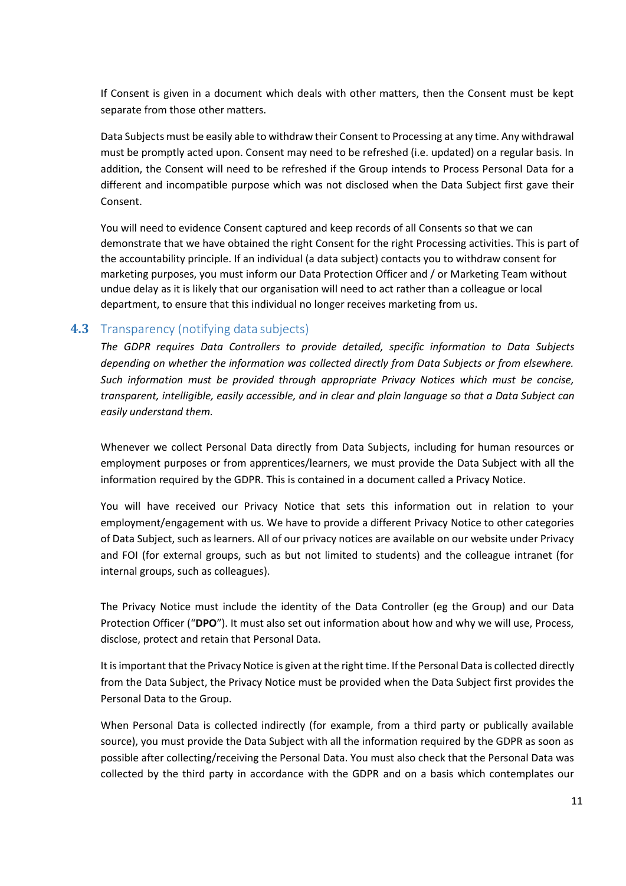If Consent is given in a document which deals with other matters, then the Consent must be kept separate from those other matters.

Data Subjects must be easily able to withdraw their Consent to Processing at any time. Any withdrawal must be promptly acted upon. Consent may need to be refreshed (i.e. updated) on a regular basis. In addition, the Consent will need to be refreshed if the Group intends to Process Personal Data for a different and incompatible purpose which was not disclosed when the Data Subject first gave their Consent.

You will need to evidence Consent captured and keep records of all Consents so that we can demonstrate that we have obtained the right Consent for the right Processing activities. This is part of the accountability principle. If an individual (a data subject) contacts you to withdraw consent for marketing purposes, you must inform our Data Protection Officer and / or Marketing Team without undue delay as it is likely that our organisation will need to act rather than a colleague or local department, to ensure that this individual no longer receives marketing from us.

### 4.3 Transparency (notifying data subjects)

*The GDPR requires Data Controllers to provide detailed, specific information to Data Subjects depending on whether the information was collected directly from Data Subjects or from elsewhere. Such information must be provided through appropriate Privacy Notices which must be concise, transparent, intelligible, easily accessible, and in clear and plain language so that a Data Subject can easily understand them.*

Whenever we collect Personal Data directly from Data Subjects, including for human resources or employment purposes or from apprentices/learners, we must provide the Data Subject with all the information required by the GDPR. This is contained in a document called a Privacy Notice.

You will have received our Privacy Notice that sets this information out in relation to your employment/engagement with us. We have to provide a different Privacy Notice to other categories of Data Subject, such as learners. All of our privacy notices are available on our website under Privacy and FOI (for external groups, such as but not limited to students) and the colleague intranet (for internal groups, such as colleagues).

The Privacy Notice must include the identity of the Data Controller (eg the Group) and our Data Protection Officer ("**DPO**"). It must also set out information about how and why we will use, Process, disclose, protect and retain that Personal Data.

It is important that the Privacy Notice is given at the right time. If the Personal Data is collected directly from the Data Subject, the Privacy Notice must be provided when the Data Subject first provides the Personal Data to the Group.

When Personal Data is collected indirectly (for example, from a third party or publically available source), you must provide the Data Subject with all the information required by the GDPR as soon as possible after collecting/receiving the Personal Data. You must also check that the Personal Data was collected by the third party in accordance with the GDPR and on a basis which contemplates our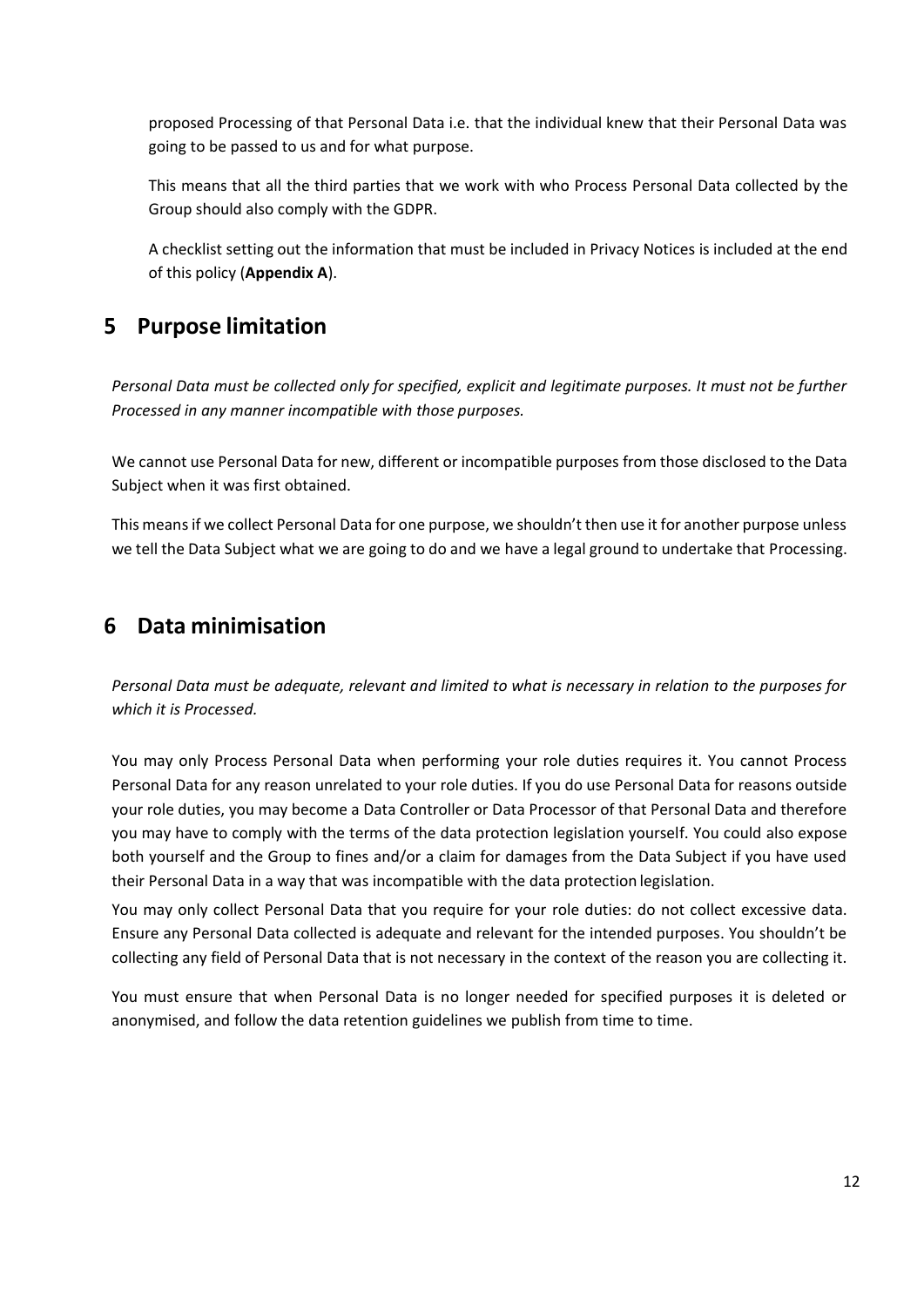proposed Processing of that Personal Data i.e. that the individual knew that their Personal Data was going to be passed to us and for what purpose.

This means that all the third parties that we work with who Process Personal Data collected by the Group should also comply with the GDPR.

A checklist setting out the information that must be included in Privacy Notices is included at the end of this policy (**Appendix A**).

## 5 Purpose limitation

*Personal Data must be collected only for specified, explicit and legitimate purposes. It must not be further Processed in any manner incompatible with those purposes.*

We cannot use Personal Data for new, different or incompatible purposes from those disclosed to the Data Subject when it was first obtained.

This means if we collect Personal Data for one purpose, we shouldn't then use it for another purpose unless we tell the Data Subject what we are going to do and we have a legal ground to undertake that Processing.

## 6 Data minimisation

*Personal Data must be adequate, relevant and limited to what is necessary in relation to the purposes for which it is Processed.*

You may only Process Personal Data when performing your role duties requires it. You cannot Process Personal Data for any reason unrelated to your role duties. If you do use Personal Data for reasons outside your role duties, you may become a Data Controller or Data Processor of that Personal Data and therefore you may have to comply with the terms of the data protection legislation yourself. You could also expose both yourself and the Group to fines and/or a claim for damages from the Data Subject if you have used their Personal Data in a way that was incompatible with the data protection legislation.

You may only collect Personal Data that you require for your role duties: do not collect excessive data. Ensure any Personal Data collected is adequate and relevant for the intended purposes. You shouldn't be collecting any field of Personal Data that is not necessary in the context of the reason you are collecting it.

You must ensure that when Personal Data is no longer needed for specified purposes it is deleted or anonymised, and follow the data retention guidelines we publish from time to time.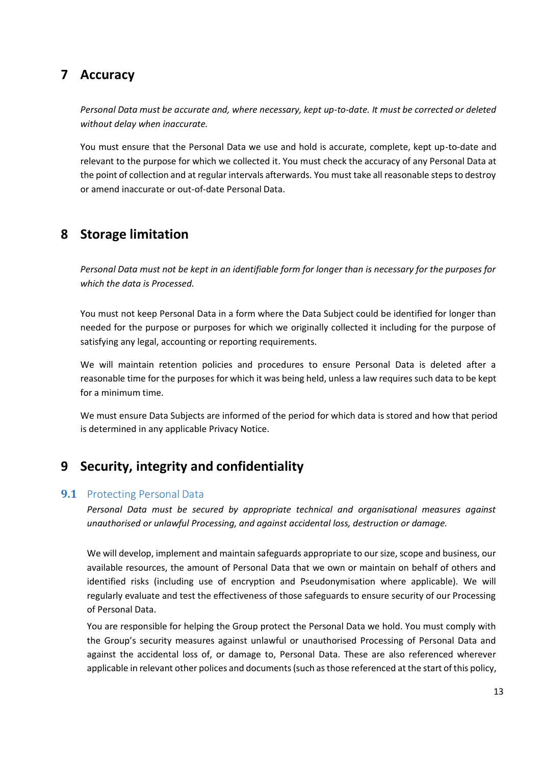# 7 Accuracy

*Personal Data must be accurate and, where necessary, kept up-to-date. It must be corrected or deleted without delay when inaccurate.*

You must ensure that the Personal Data we use and hold is accurate, complete, kept up-to-date and relevant to the purpose for which we collected it. You must check the accuracy of any Personal Data at the point of collection and at regular intervals afterwards. You must take all reasonable steps to destroy or amend inaccurate or out-of-date Personal Data.

# 8 Storage limitation

*Personal Data must not be kept in an identifiable form for longer than is necessary for the purposes for which the data is Processed.*

You must not keep Personal Data in a form where the Data Subject could be identified for longer than needed for the purpose or purposes for which we originally collected it including for the purpose of satisfying any legal, accounting or reporting requirements.

We will maintain retention policies and procedures to ensure Personal Data is deleted after a reasonable time for the purposes for which it was being held, unless a law requires such data to be kept for a minimum time.

We must ensure Data Subjects are informed of the period for which data is stored and how that period is determined in any applicable Privacy Notice.

# 9 Security, integrity and confidentiality

## 9.1 Protecting Personal Data

*Personal Data must be secured by appropriate technical and organisational measures against unauthorised or unlawful Processing, and against accidental loss, destruction or damage.*

We will develop, implement and maintain safeguards appropriate to our size, scope and business, our available resources, the amount of Personal Data that we own or maintain on behalf of others and identified risks (including use of encryption and Pseudonymisation where applicable). We will regularly evaluate and test the effectiveness of those safeguards to ensure security of our Processing of Personal Data.

You are responsible for helping the Group protect the Personal Data we hold. You must comply with the Group's security measures against unlawful or unauthorised Processing of Personal Data and against the accidental loss of, or damage to, Personal Data. These are also referenced wherever applicable in relevant other polices and documents (such as those referenced at the start of this policy,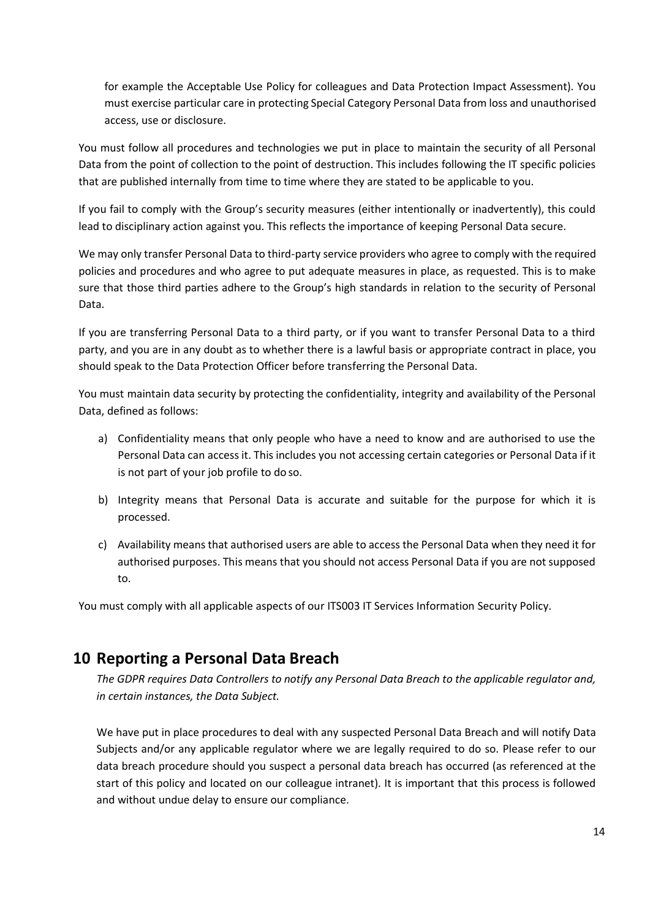for example the Acceptable Use Policy for colleagues and Data Protection Impact Assessment). You must exercise particular care in protecting Special Category Personal Data from loss and unauthorised access, use or disclosure.

You must follow all procedures and technologies we put in place to maintain the security of all Personal Data from the point of collection to the point of destruction. This includes following the IT specific policies that are published internally from time to time where they are stated to be applicable to you.

If you fail to comply with the Group's security measures (either intentionally or inadvertently), this could lead to disciplinary action against you. This reflects the importance of keeping Personal Data secure.

We may only transfer Personal Data to third-party service providers who agree to comply with the required policies and procedures and who agree to put adequate measures in place, as requested. This is to make sure that those third parties adhere to the Group's high standards in relation to the security of Personal Data.

If you are transferring Personal Data to a third party, or if you want to transfer Personal Data to a third party, and you are in any doubt as to whether there is a lawful basis or appropriate contract in place, you should speak to the Data Protection Officer before transferring the Personal Data.

You must maintain data security by protecting the confidentiality, integrity and availability of the Personal Data, defined as follows:

a) Confidentiality means that only people who have a need to know and are authorised to use the Personal Data can access it. This includes you not accessing certain categories or Personal Data if it is not part of your job profile to do so.

b) Integrity means that Personal Data is accurate and suitable for the purpose for which it is processed.

c) Availability means that authorised users are able to access the Personal Data when they need it for authorised purposes. This means that you should not access Personal Data if you are not supposed to.

You must comply with all applicable aspects of our ITS003 IT Services Information Security Policy.

## 10 Reporting a Personal Data Breach

*The GDPR requires Data Controllers to notify any Personal Data Breach to the applicable regulator and, in certain instances, the Data Subject.*

We have put in place procedures to deal with any suspected Personal Data Breach and will notify Data Subjects and/or any applicable regulator where we are legally required to do so. Please refer to our data breach procedure should you suspect a personal data breach has occurred (as referenced at the start of this policy and located on our colleague intranet). It is important that this process is followed and without undue delay to ensure our compliance.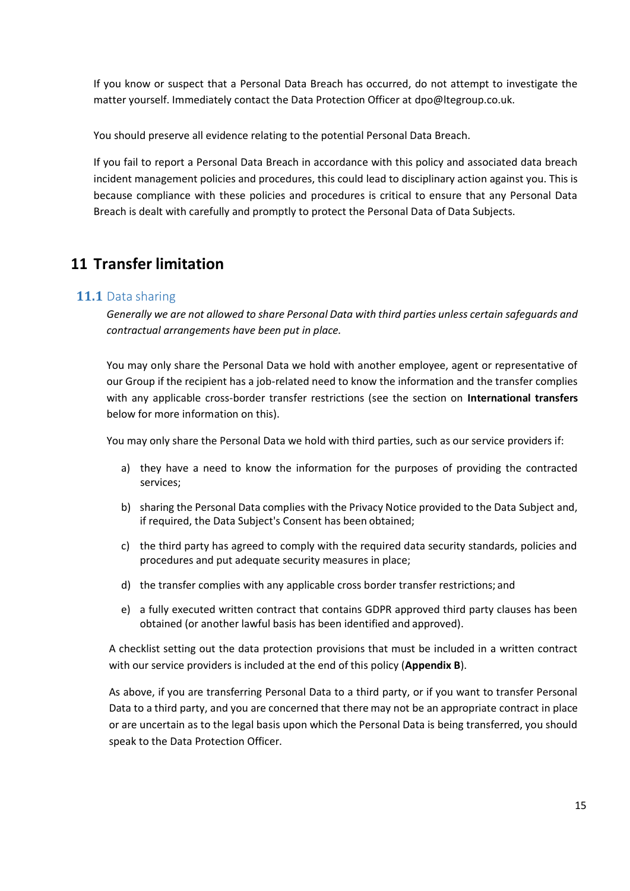If you know or suspect that a Personal Data Breach has occurred, do not attempt to investigate the matter yourself. Immediately contact the Data Protection Officer at dpo@ltegroup.co.uk.

You should preserve all evidence relating to the potential Personal Data Breach.

If you fail to report a Personal Data Breach in accordance with this policy and associated data breach incident management policies and procedures, this could lead to disciplinary action against you. This is because compliance with these policies and procedures is critical to ensure that any Personal Data Breach is dealt with carefully and promptly to protect the Personal Data of Data Subjects.

# 11 Transfer limitation

## 11.1 Data sharing

*Generally we are not allowed to share Personal Data with third parties unless certain safeguards and contractual arrangements have been put in place.*

You may only share the Personal Data we hold with another employee, agent or representative of our Group if the recipient has a job-related need to know the information and the transfer complies with any applicable cross-border transfer restrictions (see the section on **International transfers** below for more information on this).

You may only share the Personal Data we hold with third parties, such as our service providers if:

a) they have a need to know the information for the purposes of providing the contracted services;

b) sharing the Personal Data complies with the Privacy Notice provided to the Data Subject and, if required, the Data Subject's Consent has been obtained;

c) the third party has agreed to comply with the required data security standards, policies and procedures and put adequate security measures in place;

d) the transfer complies with any applicable cross border transfer restrictions; and

e) a fully executed written contract that contains GDPR approved third party clauses has been obtained (or another lawful basis has been identified and approved).

A checklist setting out the data protection provisions that must be included in a written contract with our service providers is included at the end of this policy (**Appendix B**).

As above, if you are transferring Personal Data to a third party, or if you want to transfer Personal Data to a third party, and you are concerned that there may not be an appropriate contract in place or are uncertain as to the legal basis upon which the Personal Data is being transferred, you should speak to the Data Protection Officer.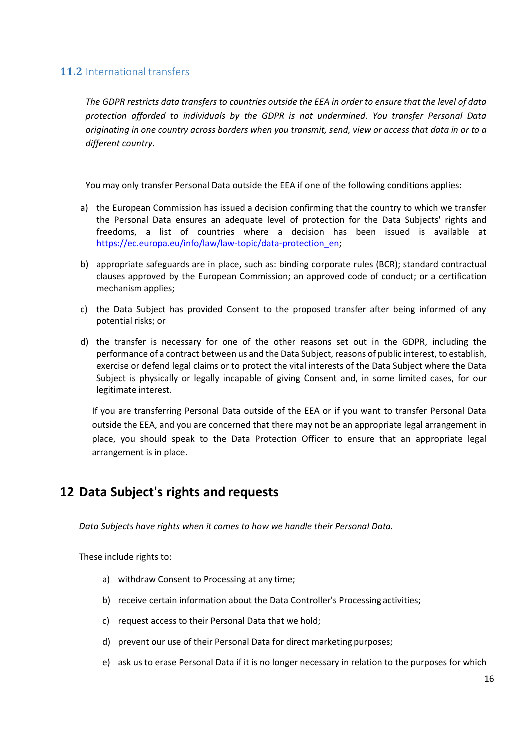### 11.2 International transfers

*The GDPR restricts data transfers to countries outside the EEA in order to ensure that the level of data protection afforded to individuals by the GDPR is not undermined. You transfer Personal Data originating in one country across borders when you transmit, send, view or access that data in or to a different country.*

You may only transfer Personal Data outside the EEA if one of the following conditions applies:

a) the European Commission has issued a decision confirming that the country to which we transfer the Personal Data ensures an adequate level of protection for the Data Subjects' rights and freedoms, a list of countries where a decision has been issued is available at https://ec.europa.eu/info/law/law-topic/data-protection_en;

b) appropriate safeguards are in place, such as: binding corporate rules (BCR); standard contractual clauses approved by the European Commission; an approved code of conduct; or a certification mechanism applies;

c) the Data Subject has provided Consent to the proposed transfer after being informed of any potential risks; or

d) the transfer is necessary for one of the other reasons set out in the GDPR, including the performance of a contract between us and the Data Subject, reasons of public interest, to establish, exercise or defend legal claims or to protect the vital interests of the Data Subject where the Data Subject is physically or legally incapable of giving Consent and, in some limited cases, for our legitimate interest.

If you are transferring Personal Data outside of the EEA or if you want to transfer Personal Data outside the EEA, and you are concerned that there may not be an appropriate legal arrangement in place, you should speak to the Data Protection Officer to ensure that an appropriate legal arrangement is in place.

## 12 Data Subject's rights and requests

*Data Subjects have rights when it comes to how we handle their Personal Data.*

These include rights to:

a) withdraw Consent to Processing at any time;

b) receive certain information about the Data Controller's Processing activities;

c) request access to their Personal Data that we hold;

d) prevent our use of their Personal Data for direct marketing purposes;

e) ask us to erase Personal Data if it is no longer necessary in relation to the purposes for which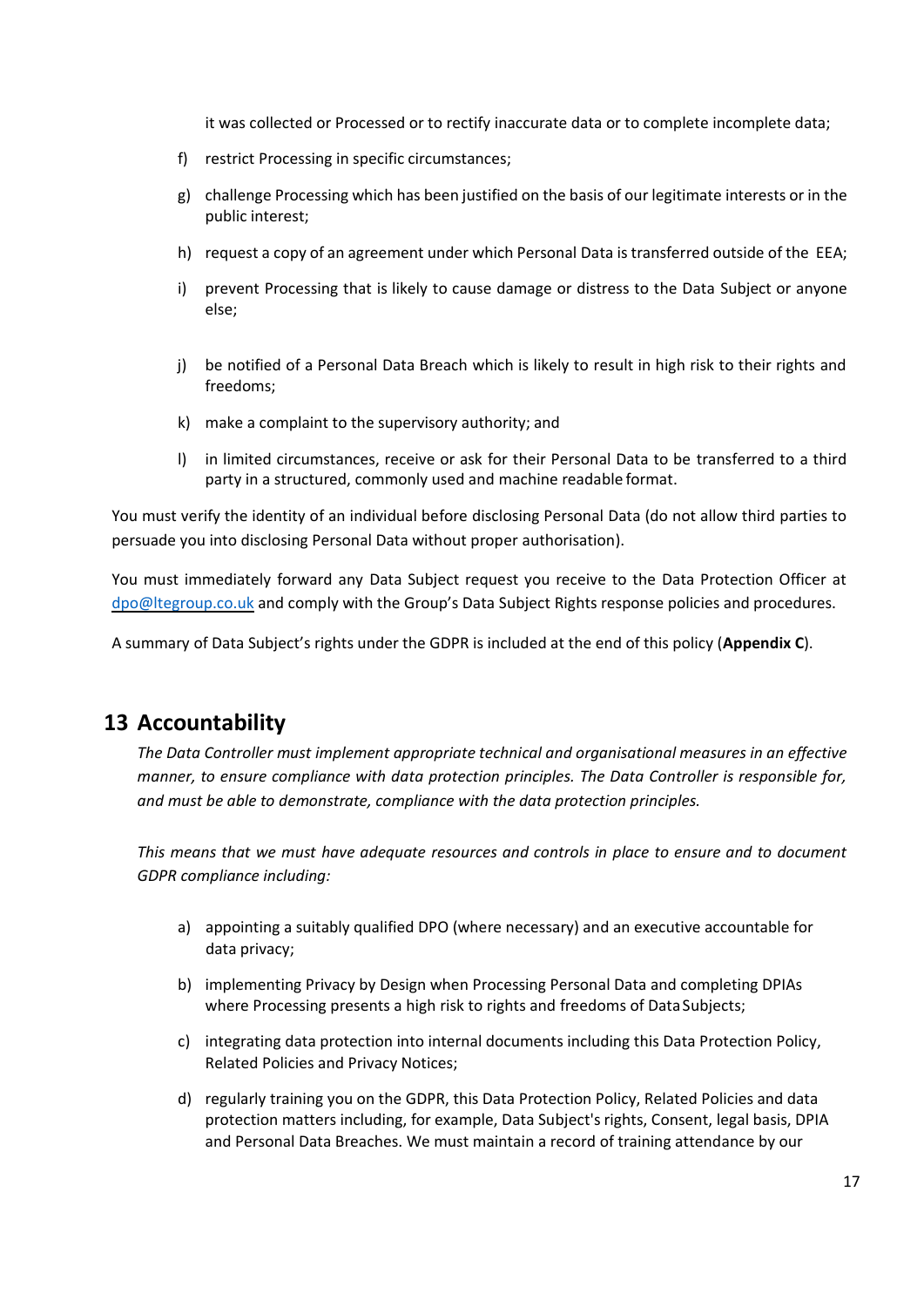it was collected or Processed or to rectify inaccurate data or to complete incomplete data;

f) restrict Processing in specific circumstances;

g) challenge Processing which has been justified on the basis of our legitimate interests or in the public interest;

h) request a copy of an agreement under which Personal Data is transferred outside of the EEA;

i) prevent Processing that is likely to cause damage or distress to the Data Subject or anyone else;

j) be notified of a Personal Data Breach which is likely to result in high risk to their rights and freedoms;

k) make a complaint to the supervisory authority; and

l) in limited circumstances, receive or ask for their Personal Data to be transferred to a third party in a structured, commonly used and machine readable format.

You must verify the identity of an individual before disclosing Personal Data (do not allow third parties to persuade you into disclosing Personal Data without proper authorisation).

You must immediately forward any Data Subject request you receive to the Data Protection Officer at [dpo@ltegroup.co.uk](mailto:dpo@ltegroup.co.uk) and comply with the Group's Data Subject Rights response policies and procedures.

A summary of Data Subject's rights under the GDPR is included at the end of this policy (**Appendix C**).

## 13 Accountability

*The Data Controller must implement appropriate technical and organisational measures in an effective manner, to ensure compliance with data protection principles. The Data Controller is responsible for, and must be able to demonstrate, compliance with the data protection principles.*

*This means that we must have adequate resources and controls in place to ensure and to document GDPR compliance including:*

a) appointing a suitably qualified DPO (where necessary) and an executive accountable for data privacy;

b) implementing Privacy by Design when Processing Personal Data and completing DPIAs where Processing presents a high risk to rights and freedoms of Data Subjects;

c) integrating data protection into internal documents including this Data Protection Policy, Related Policies and Privacy Notices;

d) regularly training you on the GDPR, this Data Protection Policy, Related Policies and data protection matters including, for example, Data Subject's rights, Consent, legal basis, DPIA and Personal Data Breaches. We must maintain a record of training attendance by our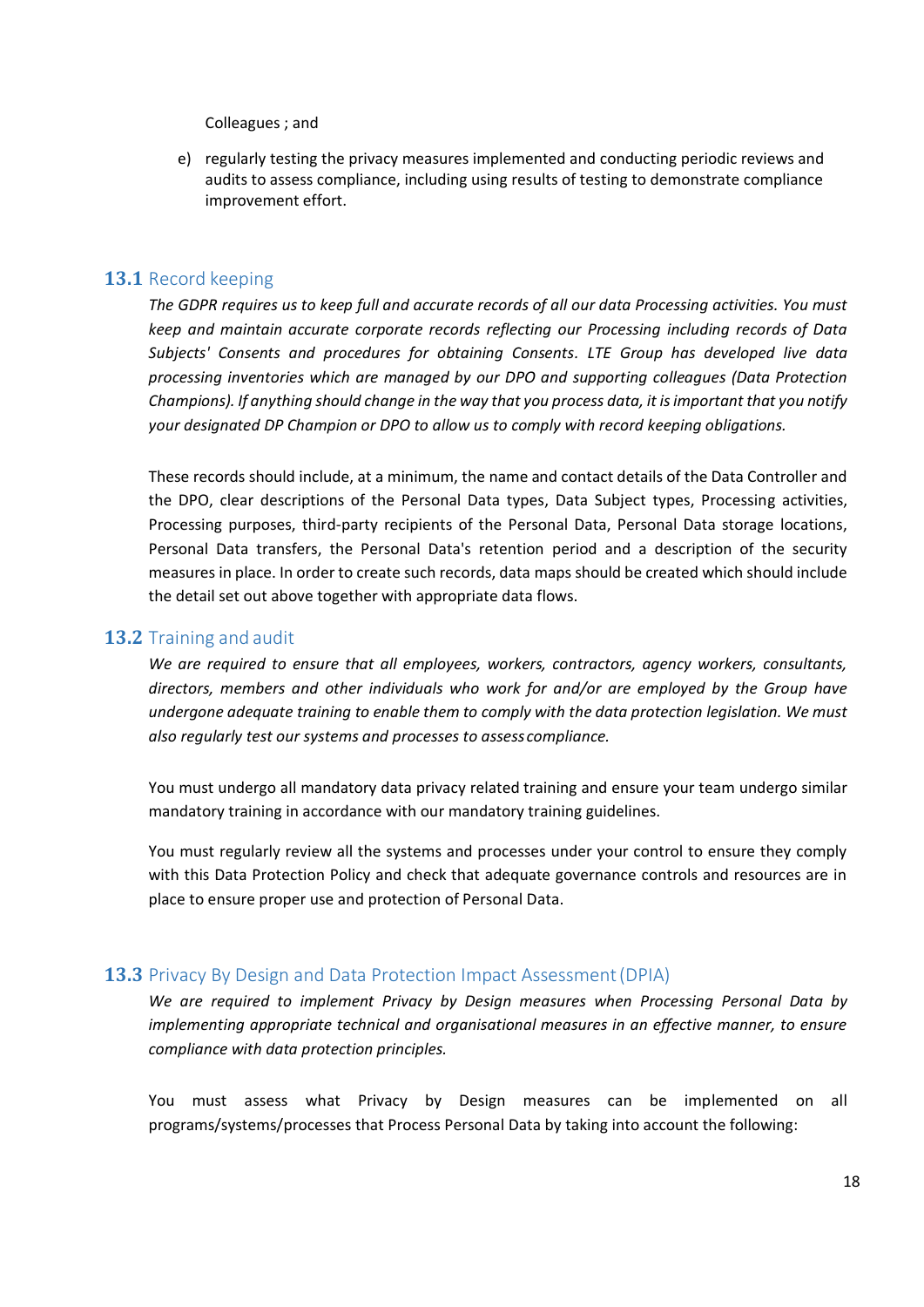Colleagues ; and

e) regularly testing the privacy measures implemented and conducting periodic reviews and audits to assess compliance, including using results of testing to demonstrate compliance improvement effort.

## 13.1 Record keeping

*The GDPR requires us to keep full and accurate records of all our data Processing activities. You must keep and maintain accurate corporate records reflecting our Processing including records of Data Subjects' Consents and procedures for obtaining Consents. LTE Group has developed live data processing inventories which are managed by our DPO and supporting colleagues (Data Protection Champions). If anything should change in the way that you process data, it is important that you notify your designated DP Champion or DPO to allow us to comply with record keeping obligations.*

These records should include, at a minimum, the name and contact details of the Data Controller and the DPO, clear descriptions of the Personal Data types, Data Subject types, Processing activities, Processing purposes, third-party recipients of the Personal Data, Personal Data storage locations, Personal Data transfers, the Personal Data's retention period and a description of the security measures in place. In order to create such records, data maps should be created which should include the detail set out above together with appropriate data flows.

## 13.2 Training and audit

*We are required to ensure that all employees, workers, contractors, agency workers, consultants, directors, members and other individuals who work for and/or are employed by the Group have undergone adequate training to enable them to comply with the data protection legislation. We must also regularly test our systems and processes to assess compliance.*

You must undergo all mandatory data privacy related training and ensure your team undergo similar mandatory training in accordance with our mandatory training guidelines.

You must regularly review all the systems and processes under your control to ensure they comply with this Data Protection Policy and check that adequate governance controls and resources are in place to ensure proper use and protection of Personal Data.

## 13.3 Privacy By Design and Data Protection Impact Assessment (DPIA)

*We are required to implement Privacy by Design measures when Processing Personal Data by implementing appropriate technical and organisational measures in an effective manner, to ensure compliance with data protection principles.*

You must assess what Privacy by Design measures can be implemented on all programs/systems/processes that Process Personal Data by taking into account the following: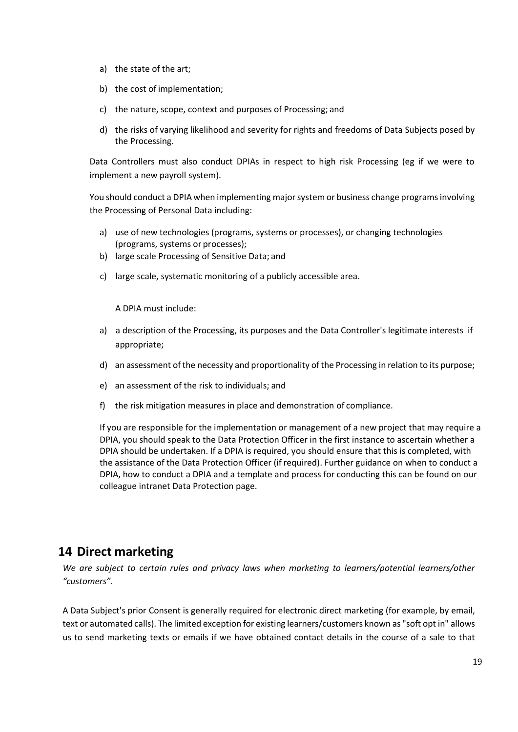a) the state of the art;

b) the cost of implementation;

c) the nature, scope, context and purposes of Processing; and

d) the risks of varying likelihood and severity for rights and freedoms of Data Subjects posed by the Processing.

Data Controllers must also conduct DPIAs in respect to high risk Processing (eg if we were to implement a new payroll system).

You should conduct a DPIA when implementing major system or business change programs involving the Processing of Personal Data including:

a) use of new technologies (programs, systems or processes), or changing technologies (programs, systems or processes);

b) large scale Processing of Sensitive Data; and

c) large scale, systematic monitoring of a publicly accessible area.

A DPIA must include:

a) a description of the Processing, its purposes and the Data Controller's legitimate interests if appropriate;

d) an assessment of the necessity and proportionality of the Processing in relation to its purpose;

e) an assessment of the risk to individuals; and

f) the risk mitigation measures in place and demonstration of compliance.

If you are responsible for the implementation or management of a new project that may require a DPIA, you should speak to the Data Protection Officer in the first instance to ascertain whether a DPIA should be undertaken. If a DPIA is required, you should ensure that this is completed, with the assistance of the Data Protection Officer (if required). Further guidance on when to conduct a DPIA, how to conduct a DPIA and a template and process for conducting this can be found on our colleague intranet Data Protection page.

## 14 Direct marketing

*We are subject to certain rules and privacy laws when marketing to learners/potential learners/other "customers".*

A Data Subject's prior Consent is generally required for electronic direct marketing (for example, by email, text or automated calls). The limited exception for existing learners/customers known as "soft opt in" allows us to send marketing texts or emails if we have obtained contact details in the course of a sale to that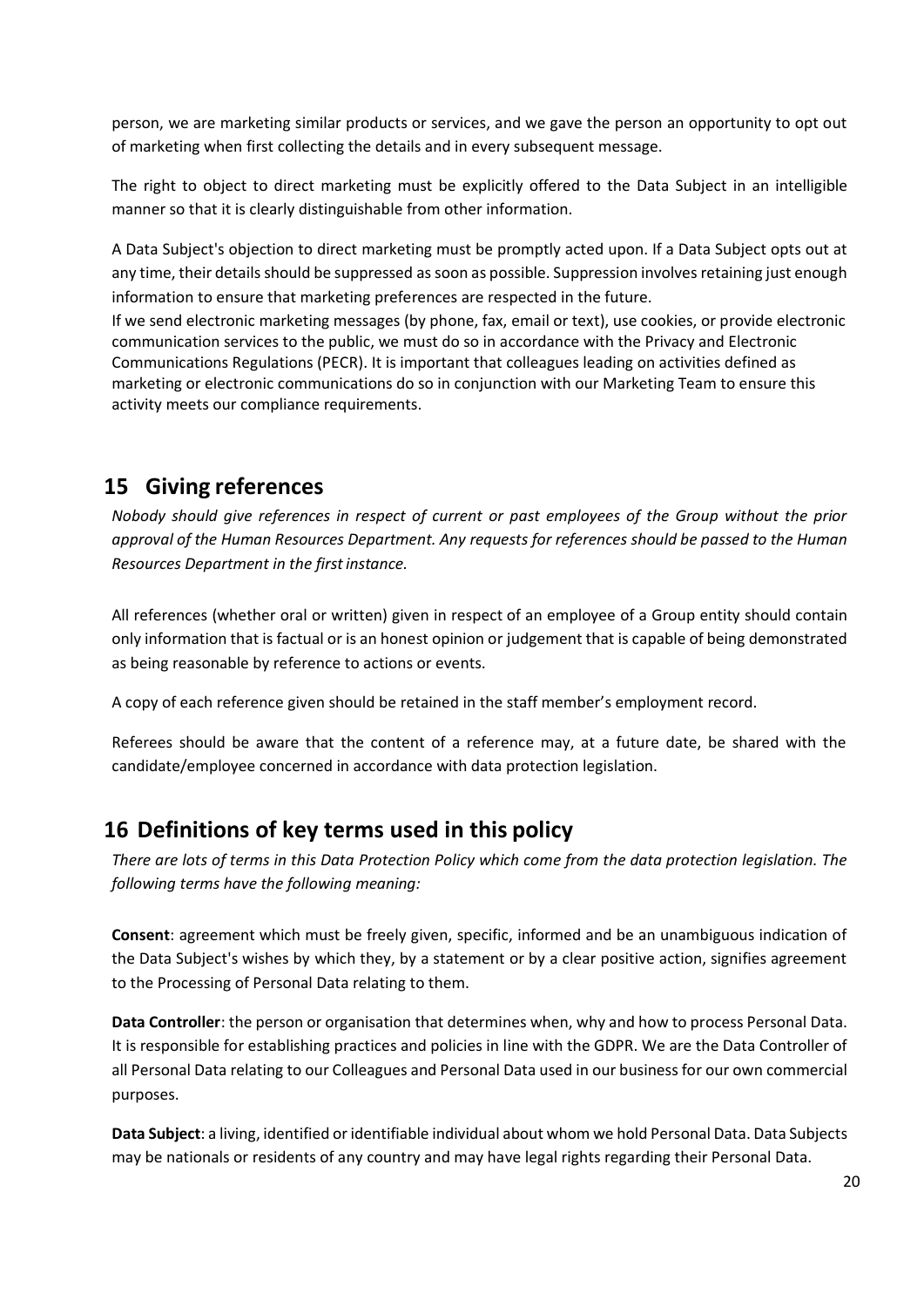person, we are marketing similar products or services, and we gave the person an opportunity to opt out of marketing when first collecting the details and in every subsequent message.

The right to object to direct marketing must be explicitly offered to the Data Subject in an intelligible manner so that it is clearly distinguishable from other information.

A Data Subject's objection to direct marketing must be promptly acted upon. If a Data Subject opts out at any time, their details should be suppressed as soon as possible. Suppression involves retaining just enough information to ensure that marketing preferences are respected in the future.

If we send electronic marketing messages (by phone, fax, email or text), use cookies, or provide electronic communication services to the public, we must do so in accordance with the Privacy and Electronic Communications Regulations (PECR). It is important that colleagues leading on activities defined as marketing or electronic communications do so in conjunction with our Marketing Team to ensure this activity meets our compliance requirements.

## 15 Giving references

*Nobody should give references in respect of current or past employees of the Group without the prior approval of the Human Resources Department. Any requests for references should be passed to the Human Resources Department in the first instance.*

All references (whether oral or written) given in respect of an employee of a Group entity should contain only information that is factual or is an honest opinion or judgement that is capable of being demonstrated as being reasonable by reference to actions or events.

A copy of each reference given should be retained in the staff member's employment record.

Referees should be aware that the content of a reference may, at a future date, be shared with the candidate/employee concerned in accordance with data protection legislation.

## 16 Definitions of key terms used in this policy

*There are lots of terms in this Data Protection Policy which come from the data protection legislation. The following terms have the following meaning:*

**Consent**: agreement which must be freely given, specific, informed and be an unambiguous indication of the Data Subject's wishes by which they, by a statement or by a clear positive action, signifies agreement to the Processing of Personal Data relating to them.

**Data Controller**: the person or organisation that determines when, why and how to process Personal Data. It is responsible for establishing practices and policies in line with the GDPR. We are the Data Controller of all Personal Data relating to our Colleagues and Personal Data used in our business for our own commercial purposes.

**Data Subject**: a living, identified or identifiable individual about whom we hold Personal Data. Data Subjects may be nationals or residents of any country and may have legal rights regarding their Personal Data.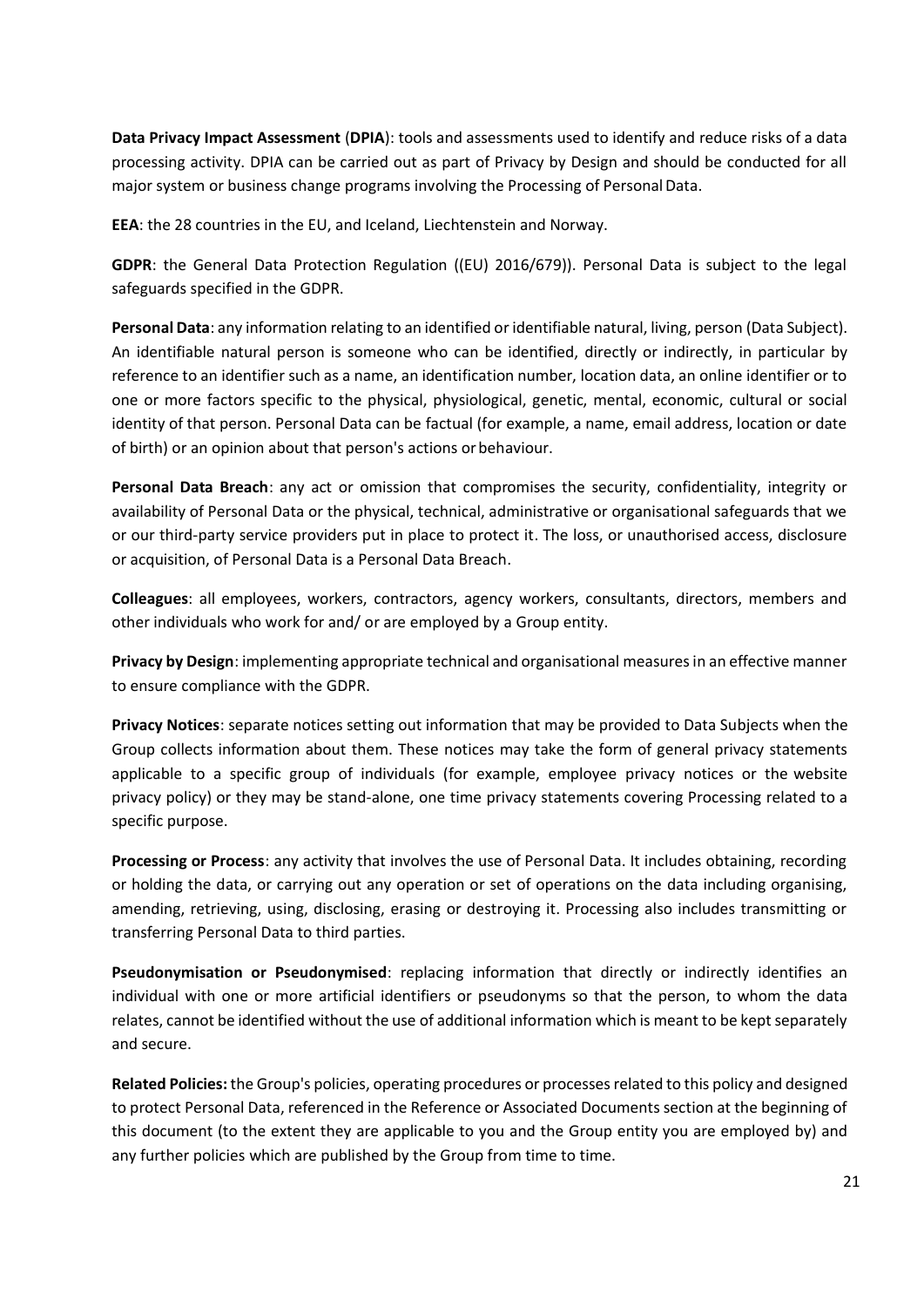**Data Privacy Impact Assessment** (**DPIA**): tools and assessments used to identify and reduce risks of a data processing activity. DPIA can be carried out as part of Privacy by Design and should be conducted for all major system or business change programs involving the Processing of Personal Data.

**EEA**: the 28 countries in the EU, and Iceland, Liechtenstein and Norway.

**GDPR**: the General Data Protection Regulation ((EU) 2016/679)). Personal Data is subject to the legal safeguards specified in the GDPR.

**Personal Data**: any information relating to an identified or identifiable natural, living, person (Data Subject). An identifiable natural person is someone who can be identified, directly or indirectly, in particular by reference to an identifier such as a name, an identification number, location data, an online identifier or to one or more factors specific to the physical, physiological, genetic, mental, economic, cultural or social identity of that person. Personal Data can be factual (for example, a name, email address, location or date of birth) or an opinion about that person's actions or behaviour.

**Personal Data Breach**: any act or omission that compromises the security, confidentiality, integrity or availability of Personal Data or the physical, technical, administrative or organisational safeguards that we or our third-party service providers put in place to protect it. The loss, or unauthorised access, disclosure or acquisition, of Personal Data is a Personal Data Breach.

**Colleagues**: all employees, workers, contractors, agency workers, consultants, directors, members and other individuals who work for and/ or are employed by a Group entity.

**Privacy by Design**: implementing appropriate technical and organisational measures in an effective manner to ensure compliance with the GDPR.

**Privacy Notices**: separate notices setting out information that may be provided to Data Subjects when the Group collects information about them. These notices may take the form of general privacy statements applicable to a specific group of individuals (for example, employee privacy notices or the website privacy policy) or they may be stand-alone, one time privacy statements covering Processing related to a specific purpose.

**Processing or Process**: any activity that involves the use of Personal Data. It includes obtaining, recording or holding the data, or carrying out any operation or set of operations on the data including organising, amending, retrieving, using, disclosing, erasing or destroying it. Processing also includes transmitting or transferring Personal Data to third parties.

**Pseudonymisation or Pseudonymised**: replacing information that directly or indirectly identifies an individual with one or more artificial identifiers or pseudonyms so that the person, to whom the data relates, cannot be identified without the use of additional information which is meant to be kept separately and secure.

**Related Policies:** the Group's policies, operating procedures or processes related to this policy and designed to protect Personal Data, referenced in the Reference or Associated Documents section at the beginning of this document (to the extent they are applicable to you and the Group entity you are employed by) and any further policies which are published by the Group from time to time.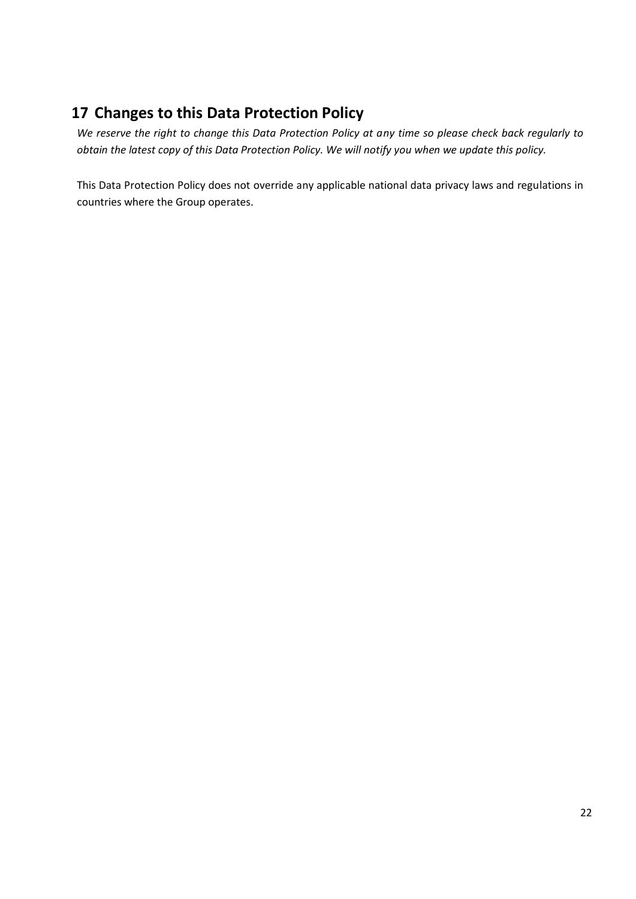# 17 Changes to this Data Protection Policy

*We reserve the right to change this Data Protection Policy at any time so please check back regularly to obtain the latest copy of this Data Protection Policy. We will notify you when we update this policy.*

This Data Protection Policy does not override any applicable national data privacy laws and regulations in countries where the Group operates.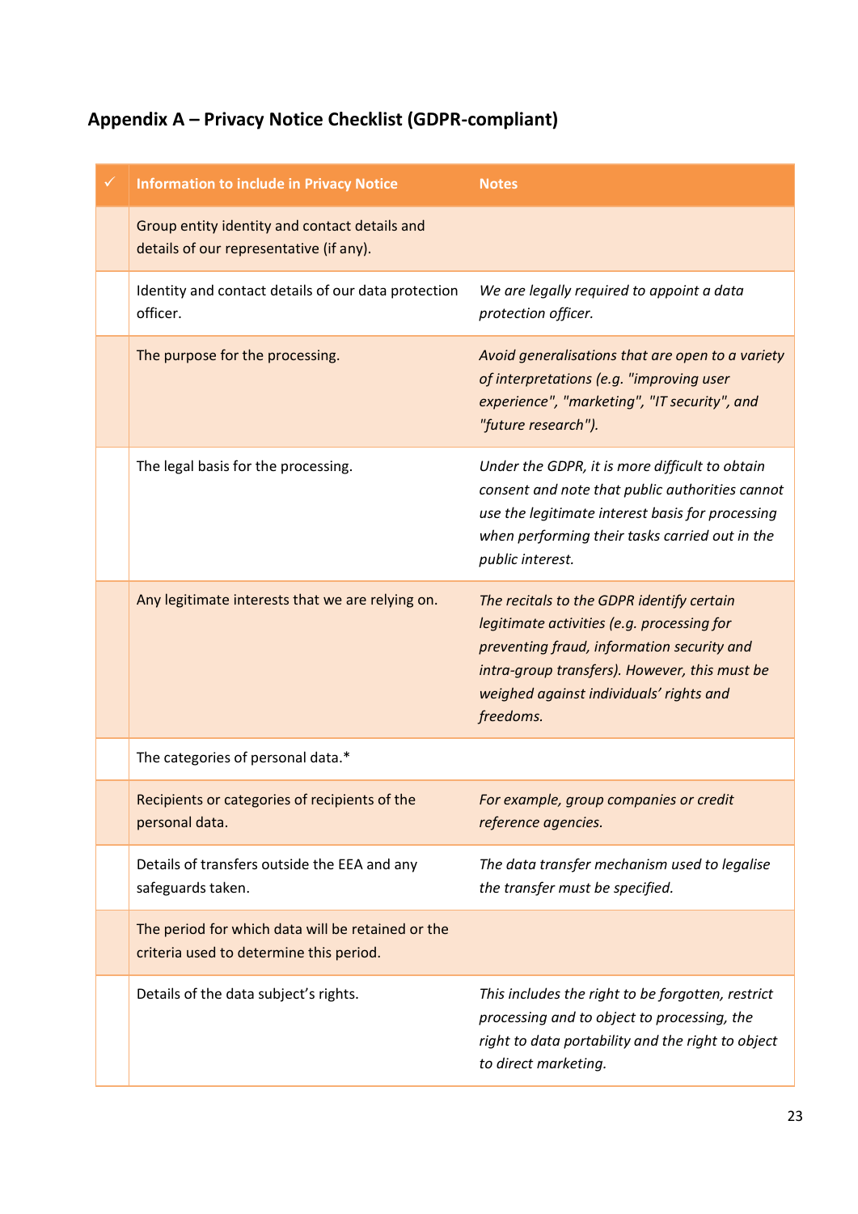## Appendix A – Privacy Notice Checklist (GDPR-compliant)

| ✓ | Information to include in Privacy Notice | Notes |
|---|---|---|
| | Group entity identity and contact details and details of our representative (if any). | |
| | Identity and contact details of our data protection officer. | *We are legally required to appoint a data protection officer.* |
| | The purpose for the processing. | *Avoid generalisations that are open to a variety of interpretations (e.g. "improving user experience", "marketing", "IT security", and "future research").* |
| | The legal basis for the processing. | *Under the GDPR, it is more difficult to obtain consent and note that public authorities cannot use the legitimate interest basis for processing when performing their tasks carried out in the public interest.* |
| | Any legitimate interests that we are relying on. | *The recitals to the GDPR identify certain legitimate activities (e.g. processing for preventing fraud, information security and intra-group transfers). However, this must be weighed against individuals' rights and freedoms.* |
| | The categories of personal data.* | |
| | Recipients or categories of recipients of the personal data. | *For example, group companies or credit reference agencies.* |
| | Details of transfers outside the EEA and any safeguards taken. | *The data transfer mechanism used to legalise the transfer must be specified.* |
| | The period for which data will be retained or the criteria used to determine this period. | |
| | Details of the data subject's rights. | *This includes the right to be forgotten, restrict processing and to object to processing, the right to data portability and the right to object to direct marketing.* |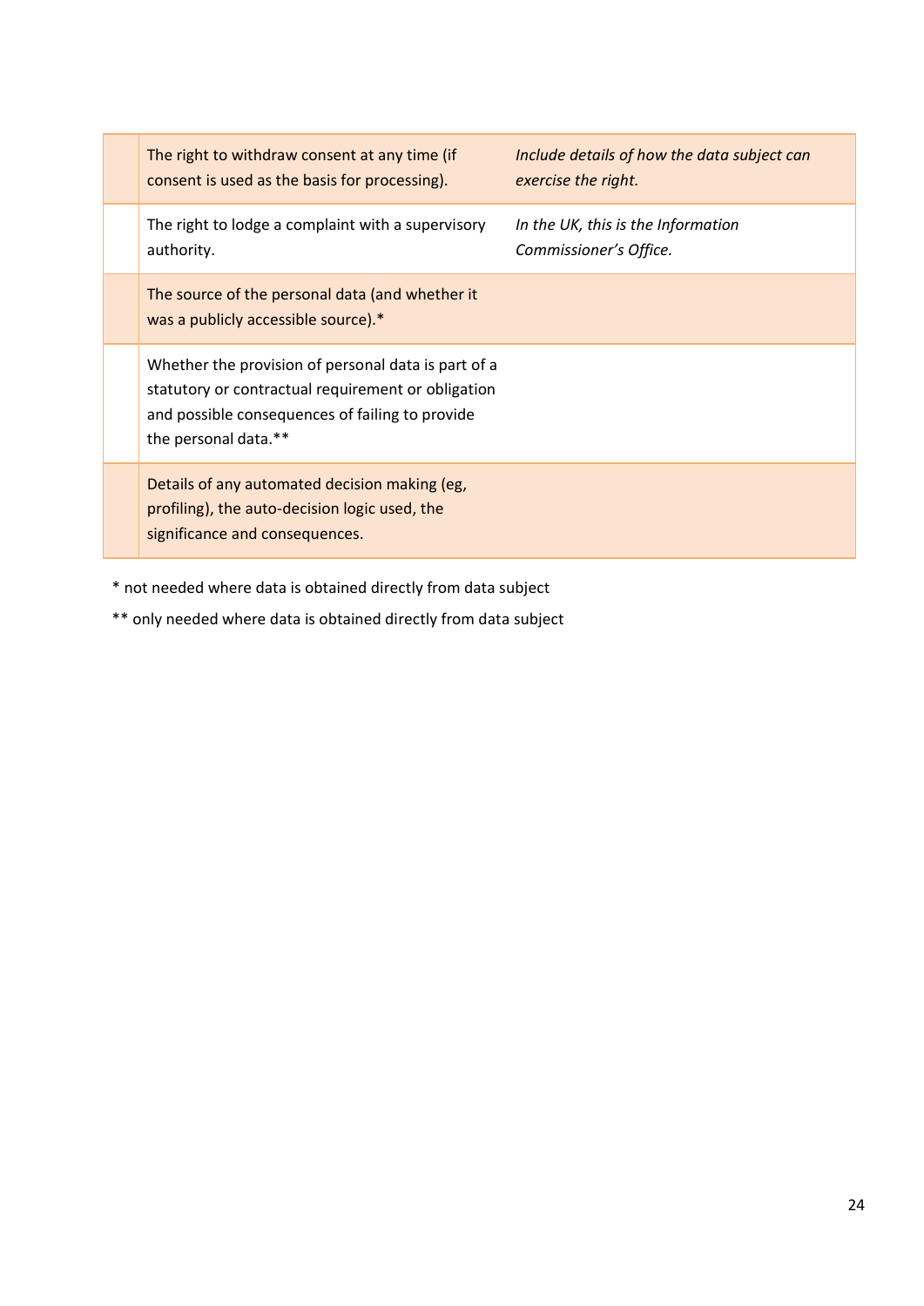| | | |
|---|---|---|
| | The right to withdraw consent at any time (if consent is used as the basis for processing). | *Include details of how the data subject can exercise the right.* |
| | The right to lodge a complaint with a supervisory authority. | *In the UK, this is the Information Commissioner's Office.* |
| | The source of the personal data (and whether it was a publicly accessible source).* | |
| | Whether the provision of personal data is part of a statutory or contractual requirement or obligation and possible consequences of failing to provide the personal data.** | |
| | Details of any automated decision making (eg, profiling), the auto-decision logic used, the significance and consequences. | |

\* not needed where data is obtained directly from data subject

\*\* only needed where data is obtained directly from data subject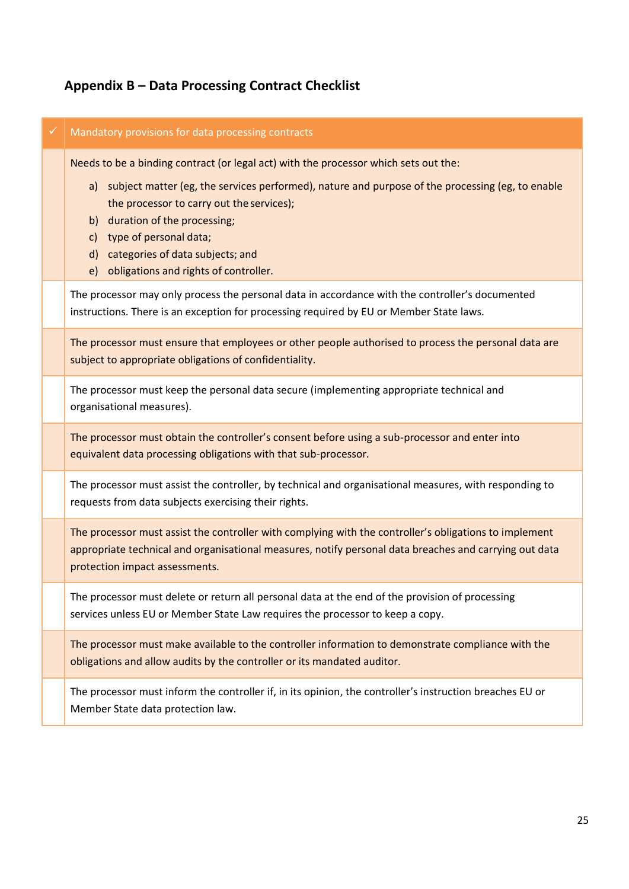## Appendix B – Data Processing Contract Checklist

| ✓ | Mandatory provisions for data processing contracts |
|---|---|
| | Needs to be a binding contract (or legal act) with the processor which sets out the:<br>a) subject matter (eg, the services performed), nature and purpose of the processing (eg, to enable the processor to carry out the services);<br>b) duration of the processing;<br>c) type of personal data;<br>d) categories of data subjects; and<br>e) obligations and rights of controller. |
| | The processor may only process the personal data in accordance with the controller's documented instructions. There is an exception for processing required by EU or Member State laws. |
| | The processor must ensure that employees or other people authorised to process the personal data are subject to appropriate obligations of confidentiality. |
| | The processor must keep the personal data secure (implementing appropriate technical and organisational measures). |
| | The processor must obtain the controller's consent before using a sub-processor and enter into equivalent data processing obligations with that sub-processor. |
| | The processor must assist the controller, by technical and organisational measures, with responding to requests from data subjects exercising their rights. |
| | The processor must assist the controller with complying with the controller's obligations to implement appropriate technical and organisational measures, notify personal data breaches and carrying out data protection impact assessments. |
| | The processor must delete or return all personal data at the end of the provision of processing services unless EU or Member State Law requires the processor to keep a copy. |
| | The processor must make available to the controller information to demonstrate compliance with the obligations and allow audits by the controller or its mandated auditor. |
| | The processor must inform the controller if, in its opinion, the controller's instruction breaches EU or Member State data protection law. |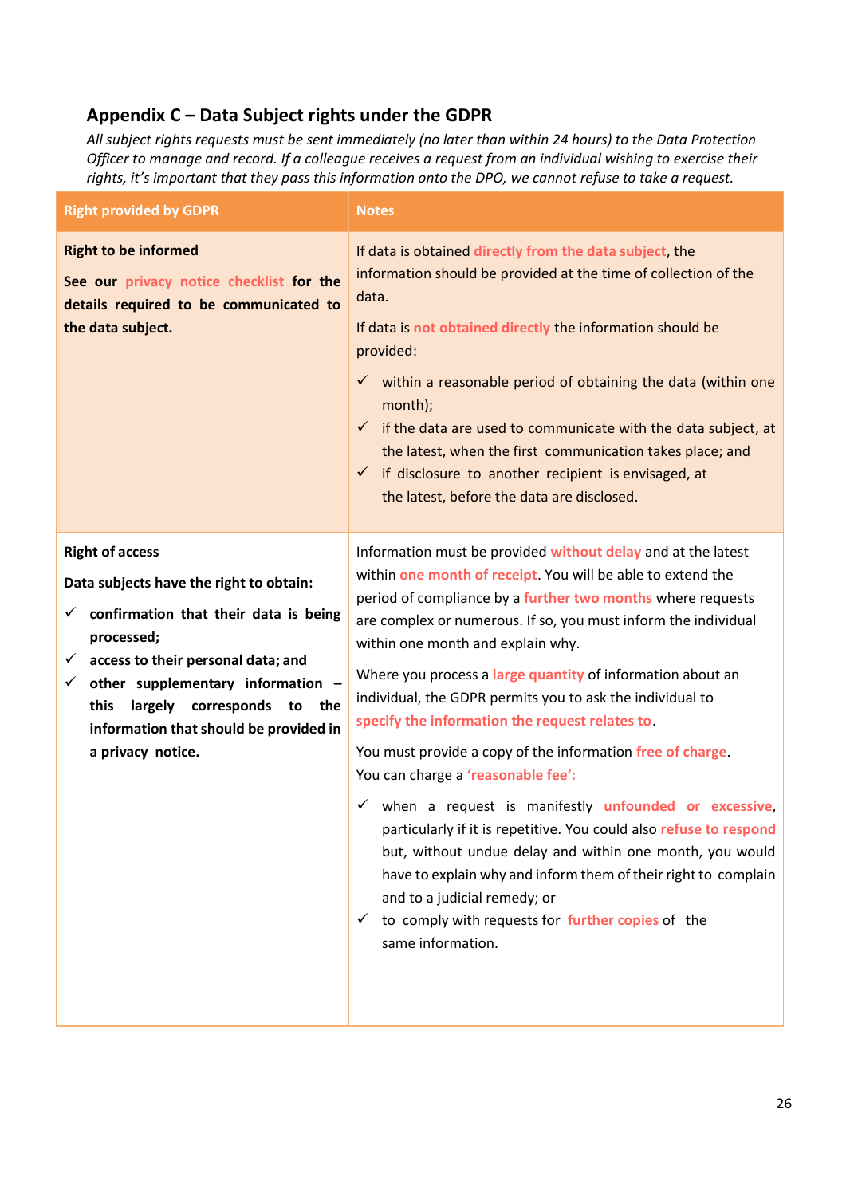## Appendix C – Data Subject rights under the GDPR

*All subject rights requests must be sent immediately (no later than within 24 hours) to the Data Protection Officer to manage and record. If a colleague receives a request from an individual wishing to exercise their rights, it's important that they pass this information onto the DPO, we cannot refuse to take a request.*

| Right provided by GDPR | Notes |
| --- | --- |
| **Right to be informed**<br><br>**See our privacy notice checklist for the details required to be communicated to the data subject.** | If data is obtained directly from the data subject, the information should be provided at the time of collection of the data.<br><br>If data is not obtained directly the information should be provided:<br><br>✓ within a reasonable period of obtaining the data (within one month);<br>✓ if the data are used to communicate with the data subject, at the latest, when the first communication takes place; and<br>✓ if disclosure to another recipient is envisaged, at the latest, before the data are disclosed. |
| **Right of access**<br><br>**Data subjects have the right to obtain:**<br><br>✓ **confirmation that their data is being processed;**<br>✓ **access to their personal data; and**<br>✓ **other supplementary information – this largely corresponds to the information that should be provided in a privacy notice.** | Information must be provided without delay and at the latest within one month of receipt. You will be able to extend the period of compliance by a further two months where requests are complex or numerous. If so, you must inform the individual within one month and explain why.<br><br>Where you process a large quantity of information about an individual, the GDPR permits you to ask the individual to specify the information the request relates to.<br><br>You must provide a copy of the information free of charge. You can charge a 'reasonable fee':<br><br>✓ when a request is manifestly unfounded or excessive, particularly if it is repetitive. You could also refuse to respond but, without undue delay and within one month, you would have to explain why and inform them of their right to complain and to a judicial remedy; or<br>✓ to comply with requests for further copies of the same information. |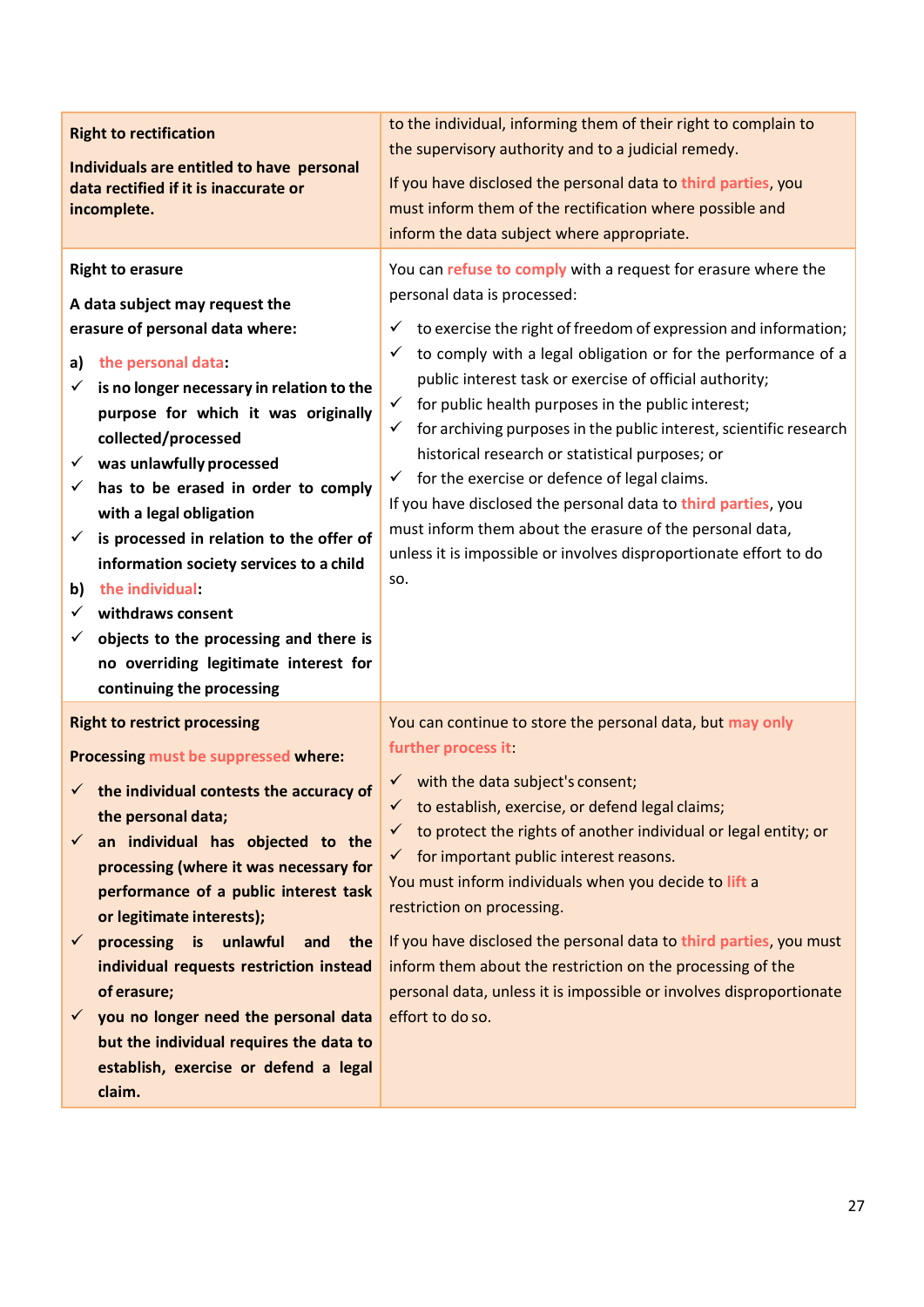| | |
|---|---|
| **Right to rectification**<br><br>**Individuals are entitled to have personal data rectified if it is inaccurate or incomplete.** | to the individual, informing them of their right to complain to the supervisory authority and to a judicial remedy.<br><br>If you have disclosed the personal data to third parties, you must inform them of the rectification where possible and inform the data subject where appropriate. |
| **Right to erasure**<br><br>**A data subject may request the erasure of personal data where:**<br><br>**a) the personal data:**<br>✓ **is no longer necessary in relation to the purpose for which it was originally collected/processed**<br>✓ **was unlawfully processed**<br>✓ **has to be erased in order to comply with a legal obligation**<br>✓ **is processed in relation to the offer of information society services to a child**<br>**b) the individual:**<br>✓ **withdraws consent**<br>✓ **objects to the processing and there is no overriding legitimate interest for continuing the processing** | You can refuse to comply with a request for erasure where the personal data is processed:<br><br>✓ to exercise the right of freedom of expression and information;<br>✓ to comply with a legal obligation or for the performance of a public interest task or exercise of official authority;<br>✓ for public health purposes in the public interest;<br>✓ for archiving purposes in the public interest, scientific research historical research or statistical purposes; or<br>✓ for the exercise or defence of legal claims.<br><br>If you have disclosed the personal data to third parties, you must inform them about the erasure of the personal data, unless it is impossible or involves disproportionate effort to do so. |
| **Right to restrict processing**<br><br>**Processing must be suppressed where:**<br><br>✓ **the individual contests the accuracy of the personal data;**<br>✓ **an individual has objected to the processing (where it was necessary for performance of a public interest task or legitimate interests);**<br>✓ **processing is unlawful and the individual requests restriction instead of erasure;**<br>✓ **you no longer need the personal data but the individual requires the data to establish, exercise or defend a legal claim.** | You can continue to store the personal data, but may only further process it:<br><br>✓ with the data subject's consent;<br>✓ to establish, exercise, or defend legal claims;<br>✓ to protect the rights of another individual or legal entity; or<br>✓ for important public interest reasons.<br><br>You must inform individuals when you decide to lift a restriction on processing.<br><br>If you have disclosed the personal data to third parties, you must inform them about the restriction on the processing of the personal data, unless it is impossible or involves disproportionate effort to do so. |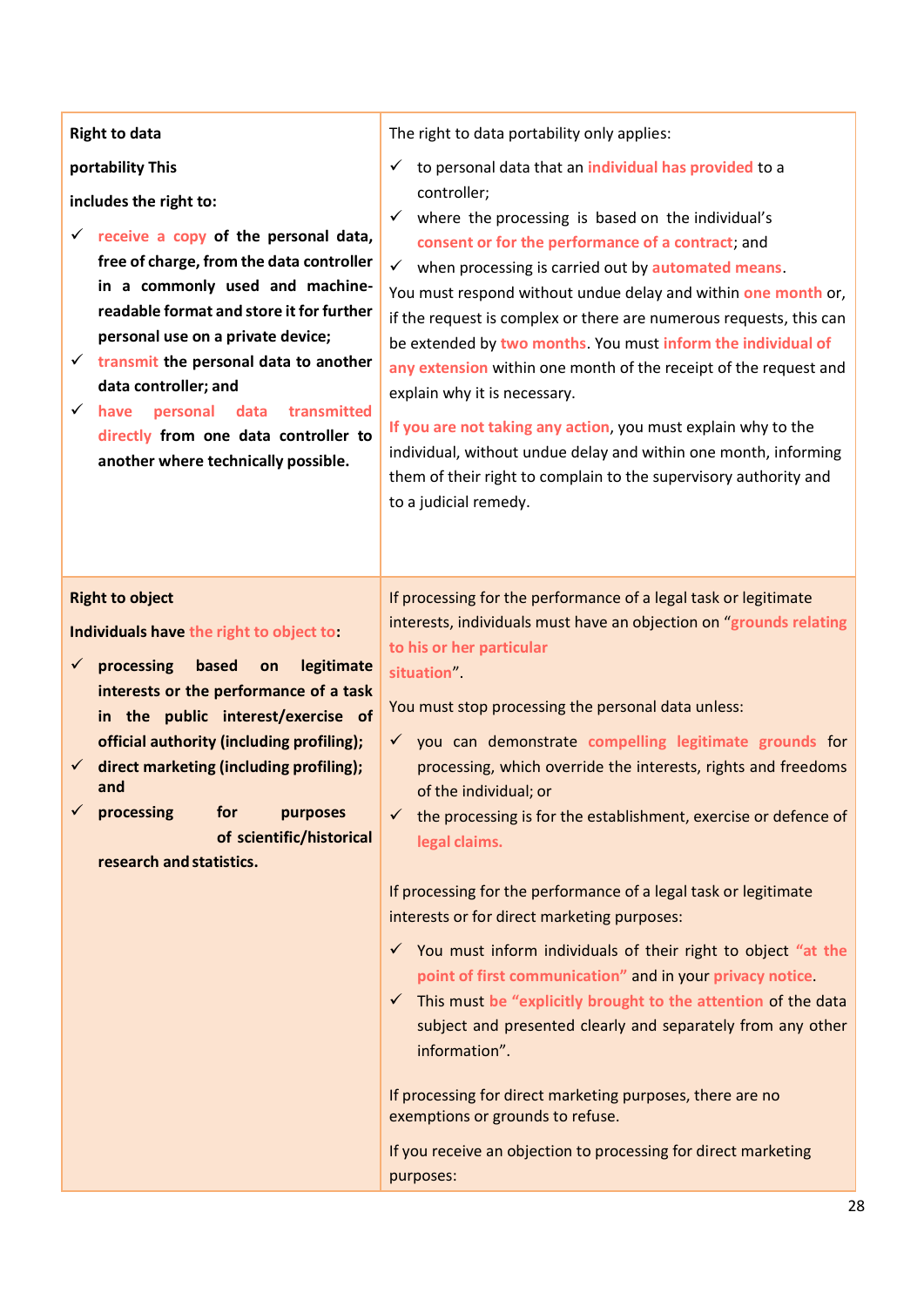| **Right to data portability This includes the right to:**<br>✓ **receive a copy of the personal data, free of charge, from the data controller in a commonly used and machine-readable format and store it for further personal use on a private device;**<br>✓ **transmit the personal data to another data controller; and**<br>✓ **have personal data transmitted directly from one data controller to another where technically possible.** | The right to data portability only applies:<br>✓ to personal data that an individual has provided to a controller;<br>✓ where the processing is based on the individual's consent or for the performance of a contract; and<br>✓ when processing is carried out by automated means.<br>You must respond without undue delay and within one month or, if the request is complex or there are numerous requests, this can be extended by two months. You must inform the individual of any extension within one month of the receipt of the request and explain why it is necessary.<br><br>If you are not taking any action, you must explain why to the individual, without undue delay and within one month, informing them of their right to complain to the supervisory authority and to a judicial remedy. |
|---|---|
| **Right to object**<br>**Individuals have the right to object to:**<br>✓ **processing based on legitimate interests or the performance of a task in the public interest/exercise of official authority (including profiling);**<br>✓ **direct marketing (including profiling); and**<br>✓ **processing for purposes of scientific/historical research and statistics.** | If processing for the performance of a legal task or legitimate interests, individuals must have an objection on "grounds relating to his or her particular situation".<br><br>You must stop processing the personal data unless:<br>✓ you can demonstrate compelling legitimate grounds for processing, which override the interests, rights and freedoms of the individual; or<br>✓ the processing is for the establishment, exercise or defence of legal claims.<br><br>If processing for the performance of a legal task or legitimate interests or for direct marketing purposes:<br>✓ You must inform individuals of their right to object "at the point of first communication" and in your privacy notice.<br>✓ This must be "explicitly brought to the attention of the data subject and presented clearly and separately from any other information".<br><br>If processing for direct marketing purposes, there are no exemptions or grounds to refuse.<br><br>If you receive an objection to processing for direct marketing purposes: |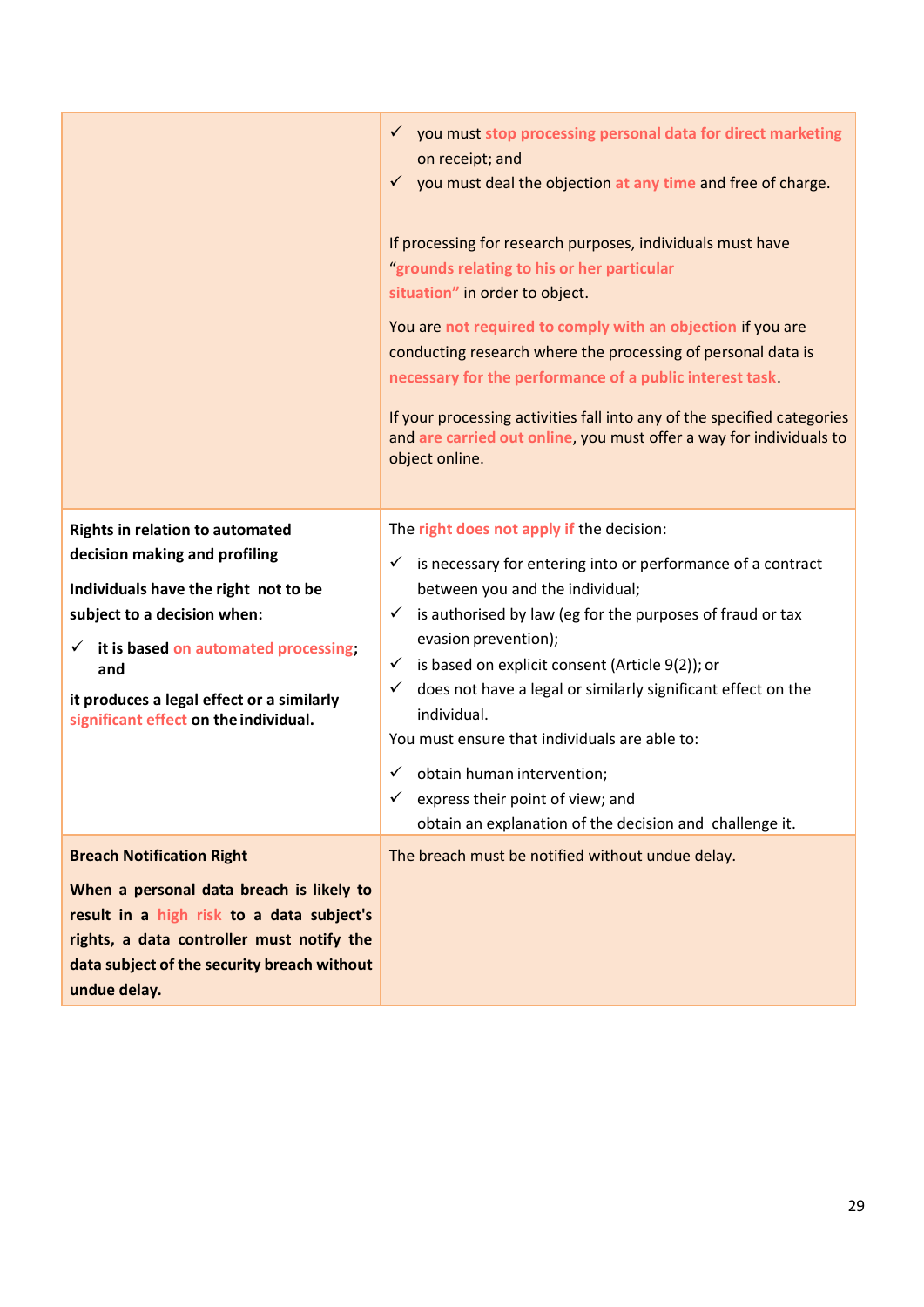| | |
|---|---|
| | ✓ you must stop processing personal data for direct marketing on receipt; and<br>✓ you must deal the objection at any time and free of charge.<br><br>If processing for research purposes, individuals must have "grounds relating to his or her particular situation" in order to object.<br><br>You are not required to comply with an objection if you are conducting research where the processing of personal data is necessary for the performance of a public interest task.<br><br>If your processing activities fall into any of the specified categories and are carried out online, you must offer a way for individuals to object online. |
| **Rights in relation to automated decision making and profiling**<br><br>**Individuals have the right not to be subject to a decision when:**<br><br>✓ **it is based on automated processing; and**<br><br>**it produces a legal effect or a similarly significant effect on the individual.** | The right does not apply if the decision:<br><br>✓ is necessary for entering into or performance of a contract between you and the individual;<br>✓ is authorised by law (eg for the purposes of fraud or tax evasion prevention);<br>✓ is based on explicit consent (Article 9(2)); or<br>✓ does not have a legal or similarly significant effect on the individual.<br><br>You must ensure that individuals are able to:<br><br>✓ obtain human intervention;<br>✓ express their point of view; and<br>obtain an explanation of the decision and challenge it. |
| **Breach Notification Right**<br><br>**When a personal data breach is likely to result in a high risk to a data subject's rights, a data controller must notify the data subject of the security breach without undue delay.** | The breach must be notified without undue delay. |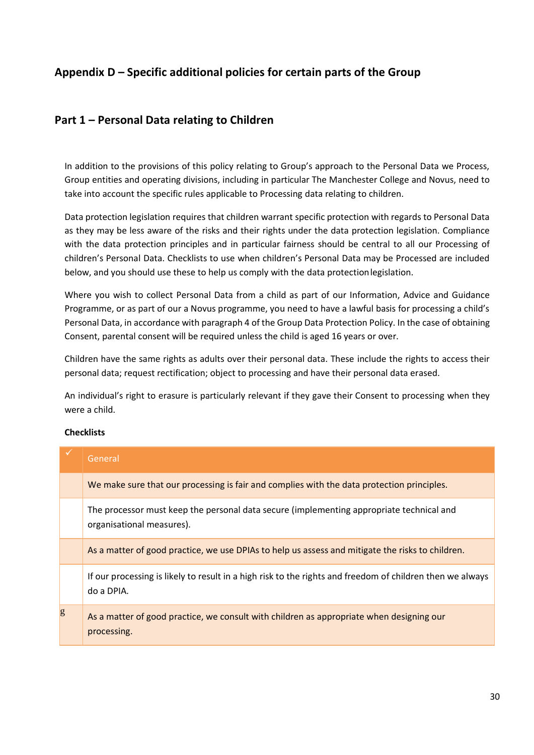## Appendix D – Specific additional policies for certain parts of the Group

### Part 1 – Personal Data relating to Children

In addition to the provisions of this policy relating to Group's approach to the Personal Data we Process, Group entities and operating divisions, including in particular The Manchester College and Novus, need to take into account the specific rules applicable to Processing data relating to children.

Data protection legislation requires that children warrant specific protection with regards to Personal Data as they may be less aware of the risks and their rights under the data protection legislation. Compliance with the data protection principles and in particular fairness should be central to all our Processing of children's Personal Data. Checklists to use when children's Personal Data may be Processed are included below, and you should use these to help us comply with the data protection legislation.

Where you wish to collect Personal Data from a child as part of our Information, Advice and Guidance Programme, or as part of our a Novus programme, you need to have a lawful basis for processing a child's Personal Data, in accordance with paragraph 4 of the Group Data Protection Policy. In the case of obtaining Consent, parental consent will be required unless the child is aged 16 years or over.

Children have the same rights as adults over their personal data. These include the rights to access their personal data; request rectification; object to processing and have their personal data erased.

An individual's right to erasure is particularly relevant if they gave their Consent to processing when they were a child.

**Checklists**

| ✓ | General |
|---|---|
| | We make sure that our processing is fair and complies with the data protection principles. |
| | The processor must keep the personal data secure (implementing appropriate technical and organisational measures). |
| | As a matter of good practice, we use DPIAs to help us assess and mitigate the risks to children. |
| | If our processing is likely to result in a high risk to the rights and freedom of children then we always do a DPIA. |
| g | As a matter of good practice, we consult with children as appropriate when designing our processing. |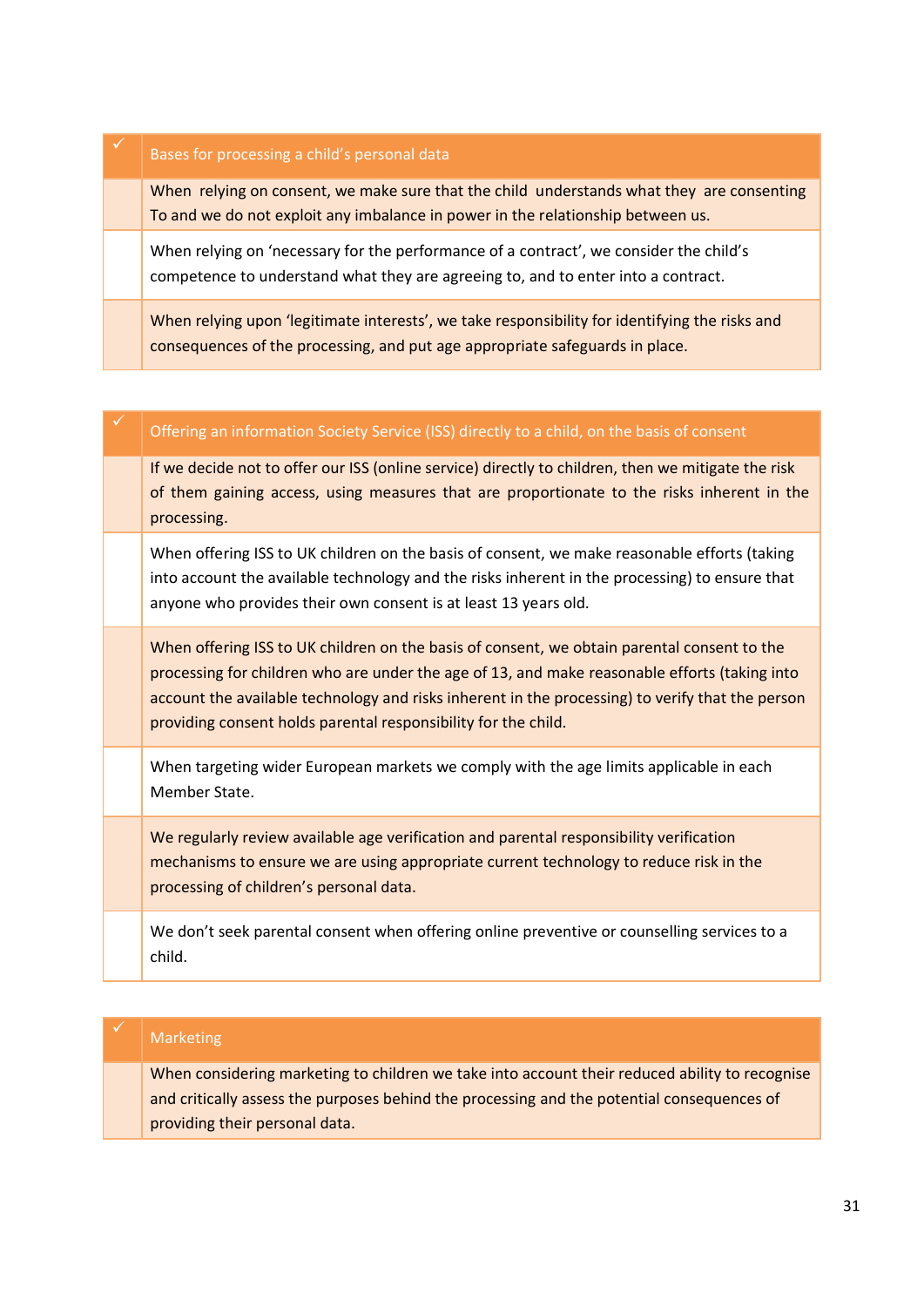| ✓ | Bases for processing a child's personal data |
|---|---|
| | When relying on consent, we make sure that the child understands what they are consenting To and we do not exploit any imbalance in power in the relationship between us. |
| | When relying on 'necessary for the performance of a contract', we consider the child's competence to understand what they are agreeing to, and to enter into a contract. |
| | When relying upon 'legitimate interests', we take responsibility for identifying the risks and consequences of the processing, and put age appropriate safeguards in place. |

| ✓ | Offering an information Society Service (ISS) directly to a child, on the basis of consent |
|---|---|
| | If we decide not to offer our ISS (online service) directly to children, then we mitigate the risk of them gaining access, using measures that are proportionate to the risks inherent in the processing. |
| | When offering ISS to UK children on the basis of consent, we make reasonable efforts (taking into account the available technology and the risks inherent in the processing) to ensure that anyone who provides their own consent is at least 13 years old. |
| | When offering ISS to UK children on the basis of consent, we obtain parental consent to the processing for children who are under the age of 13, and make reasonable efforts (taking into account the available technology and risks inherent in the processing) to verify that the person providing consent holds parental responsibility for the child. |
| | When targeting wider European markets we comply with the age limits applicable in each Member State. |
| | We regularly review available age verification and parental responsibility verification mechanisms to ensure we are using appropriate current technology to reduce risk in the processing of children's personal data. |
| | We don't seek parental consent when offering online preventive or counselling services to a child. |

| ✓ | Marketing |
|---|---|
| | When considering marketing to children we take into account their reduced ability to recognise and critically assess the purposes behind the processing and the potential consequences of providing their personal data. |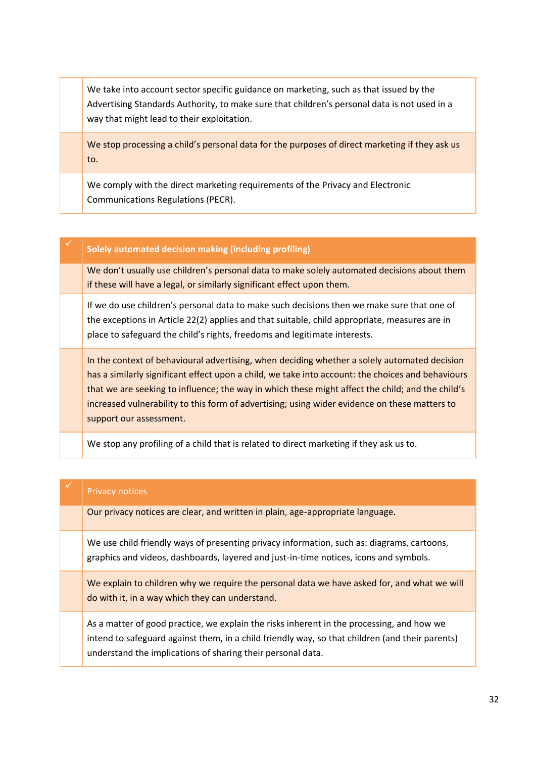| | |
|---|---|
| | We take into account sector specific guidance on marketing, such as that issued by the Advertising Standards Authority, to make sure that children's personal data is not used in a way that might lead to their exploitation. |
| | We stop processing a child's personal data for the purposes of direct marketing if they ask us to. |
| | We comply with the direct marketing requirements of the Privacy and Electronic Communications Regulations (PECR). |

| ✓ | **Solely automated decision making (including profiling)** |
|---|---|
| | We don't usually use children's personal data to make solely automated decisions about them if these will have a legal, or similarly significant effect upon them. |
| | If we do use children's personal data to make such decisions then we make sure that one of the exceptions in Article 22(2) applies and that suitable, child appropriate, measures are in place to safeguard the child's rights, freedoms and legitimate interests. |
| | In the context of behavioural advertising, when deciding whether a solely automated decision has a similarly significant effect upon a child, we take into account: the choices and behaviours that we are seeking to influence; the way in which these might affect the child; and the child's increased vulnerability to this form of advertising; using wider evidence on these matters to support our assessment. |
| | We stop any profiling of a child that is related to direct marketing if they ask us to. |

| ✓ | Privacy notices |
|---|---|
| | Our privacy notices are clear, and written in plain, age-appropriate language. |
| | We use child friendly ways of presenting privacy information, such as: diagrams, cartoons, graphics and videos, dashboards, layered and just-in-time notices, icons and symbols. |
| | We explain to children why we require the personal data we have asked for, and what we will do with it, in a way which they can understand. |
| | As a matter of good practice, we explain the risks inherent in the processing, and how we intend to safeguard against them, in a child friendly way, so that children (and their parents) understand the implications of sharing their personal data. |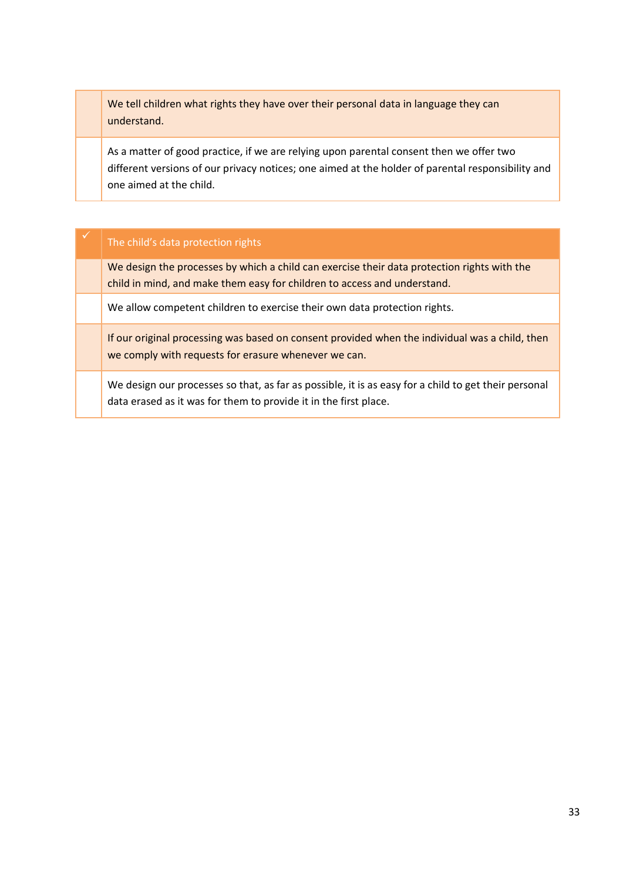| | |
|---|---|
| | We tell children what rights they have over their personal data in language they can understand. |
| | As a matter of good practice, if we are relying upon parental consent then we offer two different versions of our privacy notices; one aimed at the holder of parental responsibility and one aimed at the child. |

| ✓ | The child's data protection rights |
|---|---|
| | We design the processes by which a child can exercise their data protection rights with the child in mind, and make them easy for children to access and understand. |
| | We allow competent children to exercise their own data protection rights. |
| | If our original processing was based on consent provided when the individual was a child, then we comply with requests for erasure whenever we can. |
| | We design our processes so that, as far as possible, it is as easy for a child to get their personal data erased as it was for them to provide it in the first place. |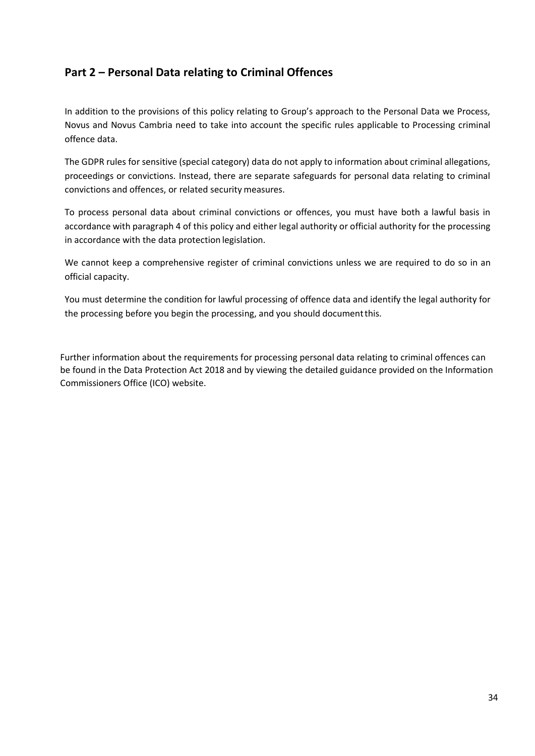## Part 2 – Personal Data relating to Criminal Offences

In addition to the provisions of this policy relating to Group's approach to the Personal Data we Process, Novus and Novus Cambria need to take into account the specific rules applicable to Processing criminal offence data.

The GDPR rules for sensitive (special category) data do not apply to information about criminal allegations, proceedings or convictions. Instead, there are separate safeguards for personal data relating to criminal convictions and offences, or related security measures.

To process personal data about criminal convictions or offences, you must have both a lawful basis in accordance with paragraph 4 of this policy and either legal authority or official authority for the processing in accordance with the data protection legislation.

We cannot keep a comprehensive register of criminal convictions unless we are required to do so in an official capacity.

You must determine the condition for lawful processing of offence data and identify the legal authority for the processing before you begin the processing, and you should document this.

Further information about the requirements for processing personal data relating to criminal offences can be found in the Data Protection Act 2018 and by viewing the detailed guidance provided on the Information Commissioners Office (ICO) website.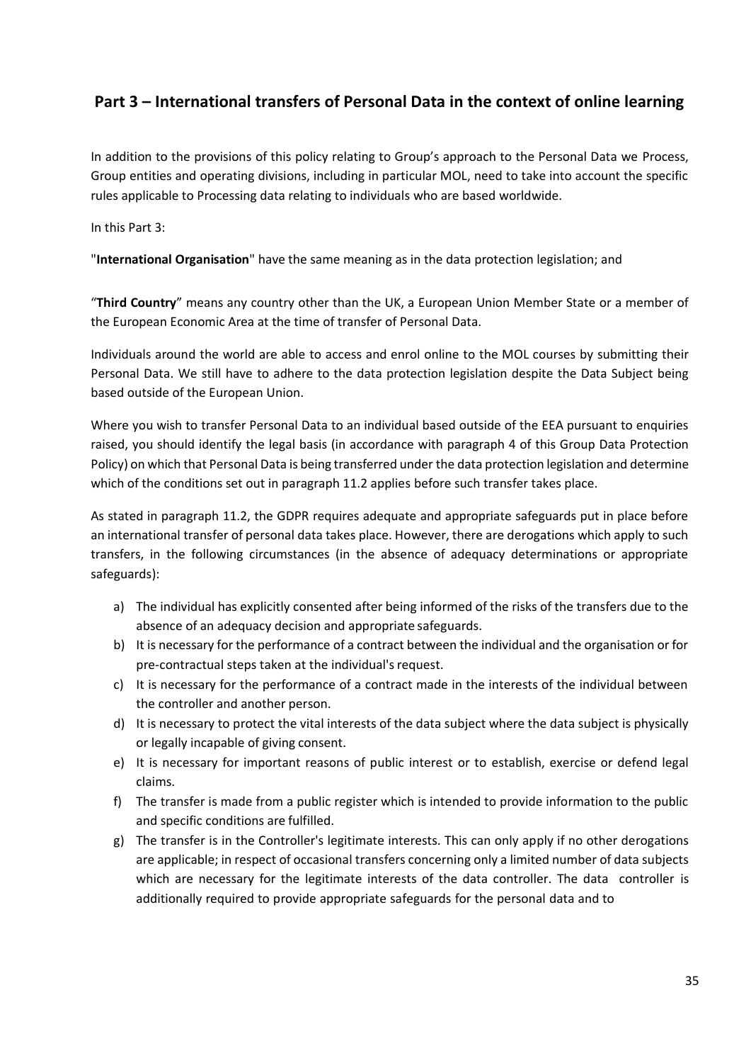## Part 3 – International transfers of Personal Data in the context of online learning

In addition to the provisions of this policy relating to Group's approach to the Personal Data we Process, Group entities and operating divisions, including in particular MOL, need to take into account the specific rules applicable to Processing data relating to individuals who are based worldwide.

In this Part 3:

"**International Organisation**" have the same meaning as in the data protection legislation; and

"**Third Country**" means any country other than the UK, a European Union Member State or a member of the European Economic Area at the time of transfer of Personal Data.

Individuals around the world are able to access and enrol online to the MOL courses by submitting their Personal Data. We still have to adhere to the data protection legislation despite the Data Subject being based outside of the European Union.

Where you wish to transfer Personal Data to an individual based outside of the EEA pursuant to enquiries raised, you should identify the legal basis (in accordance with paragraph 4 of this Group Data Protection Policy) on which that Personal Data is being transferred under the data protection legislation and determine which of the conditions set out in paragraph 11.2 applies before such transfer takes place.

As stated in paragraph 11.2, the GDPR requires adequate and appropriate safeguards put in place before an international transfer of personal data takes place. However, there are derogations which apply to such transfers, in the following circumstances (in the absence of adequacy determinations or appropriate safeguards):

a) The individual has explicitly consented after being informed of the risks of the transfers due to the absence of an adequacy decision and appropriate safeguards.
b) It is necessary for the performance of a contract between the individual and the organisation or for pre-contractual steps taken at the individual's request.
c) It is necessary for the performance of a contract made in the interests of the individual between the controller and another person.
d) It is necessary to protect the vital interests of the data subject where the data subject is physically or legally incapable of giving consent.
e) It is necessary for important reasons of public interest or to establish, exercise or defend legal claims.
f) The transfer is made from a public register which is intended to provide information to the public and specific conditions are fulfilled.
g) The transfer is in the Controller's legitimate interests. This can only apply if no other derogations are applicable; in respect of occasional transfers concerning only a limited number of data subjects which are necessary for the legitimate interests of the data controller. The data controller is additionally required to provide appropriate safeguards for the personal data and to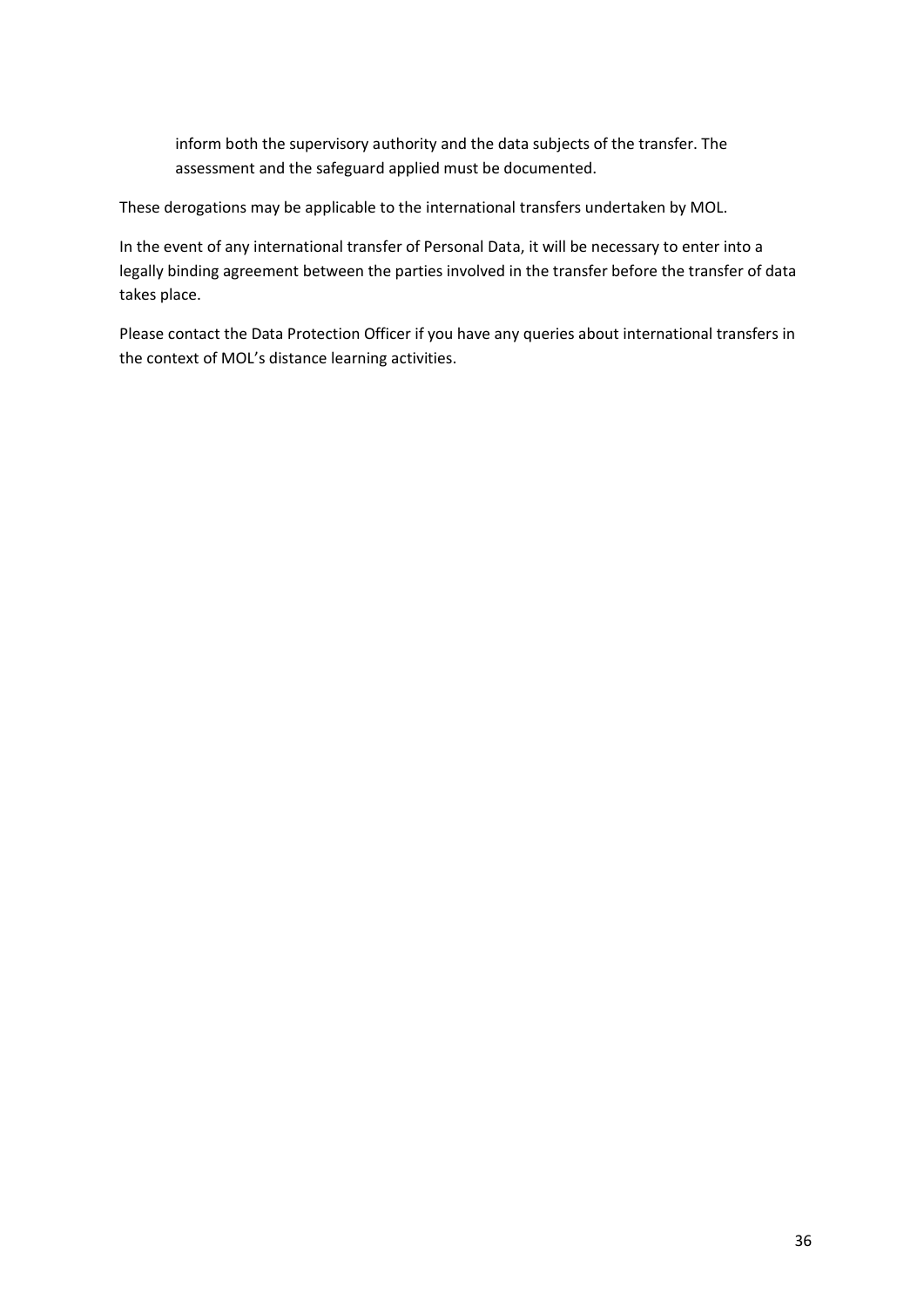inform both the supervisory authority and the data subjects of the transfer. The assessment and the safeguard applied must be documented.

These derogations may be applicable to the international transfers undertaken by MOL.

In the event of any international transfer of Personal Data, it will be necessary to enter into a legally binding agreement between the parties involved in the transfer before the transfer of data takes place.

Please contact the Data Protection Officer if you have any queries about international transfers in the context of MOL's distance learning activities.